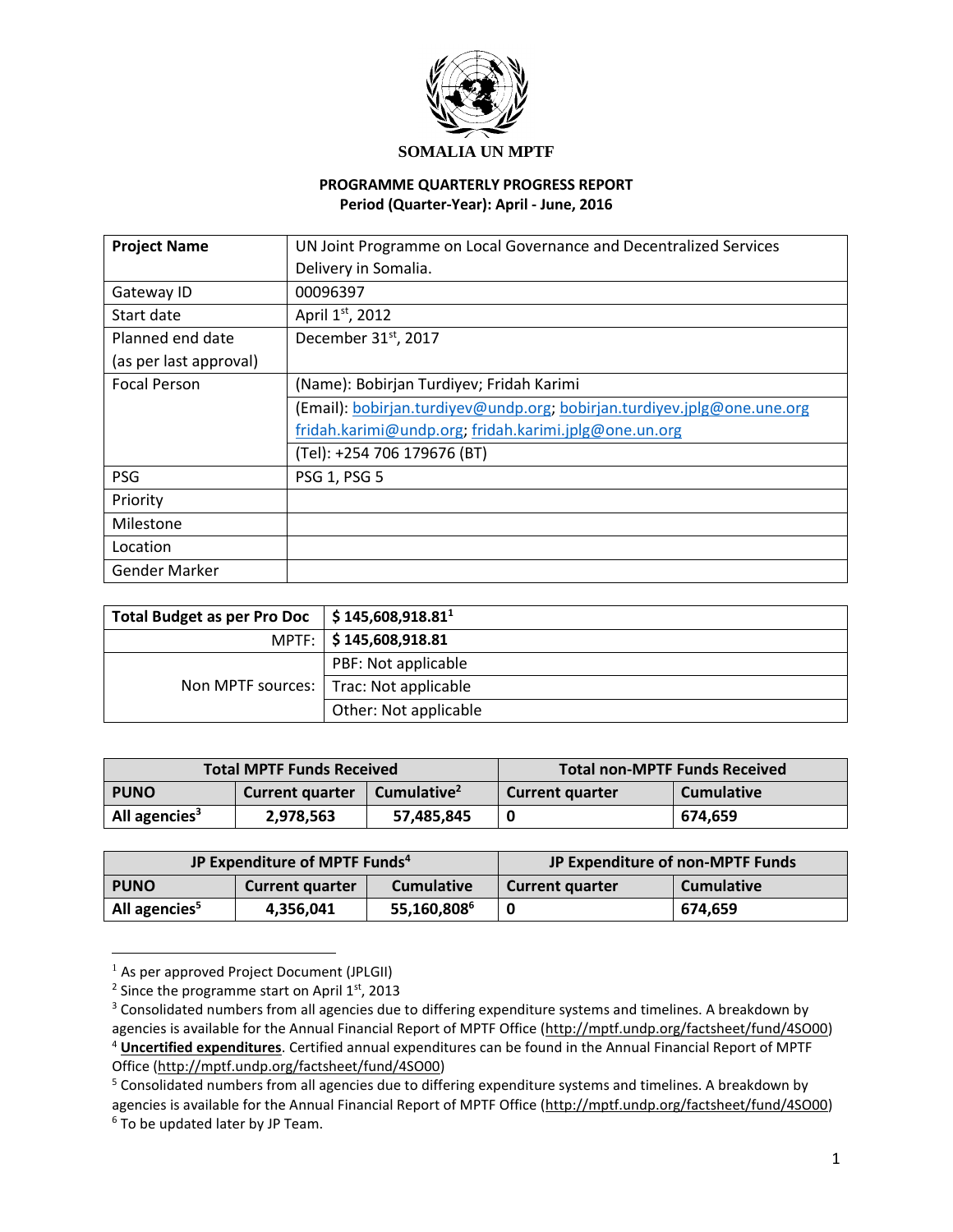# SOMALIA UN MPTF

## PROGRAMME QUARTERLY PROGRESS REPORT

**Period (Quarter-Year): April - June, 2016**

| **Project Name** | UN Joint Programme on Local Governance and Decentralized Services Delivery in Somalia. |
|---|---|
| Gateway ID | 00096397 |
| Start date | April 1st, 2012 |
| Planned end date (as per last approval) | December 31st, 2017 |
| Focal Person | (Name): Bobirjan Turdiyev; Fridah Karimi |
| | (Email): bobirjan.turdiyev@undp.org; bobirjan.turdiyev.jplg@one.une.org fridah.karimi@undp.org; fridah.karimi.jplg@one.un.org |
| | (Tel): +254 706 179676 (BT) |
| PSG | PSG 1, PSG 5 |
| Priority | |
| Milestone | |
| Location | |
| Gender Marker | |

| **Total Budget as per Pro Doc** | **$ 145,608,918.81**[1] |
|---|---|
| MPTF: | **$ 145,608,918.81** |
| Non MPTF sources: | PBF: Not applicable |
| | Trac: Not applicable |
| | Other: Not applicable |

| **Total MPTF Funds Received** | | | **Total non-MPTF Funds Received** | |
|---|---|---|---|---|
| **PUNO** | **Current quarter** | **Cumulative**[2] | **Current quarter** | **Cumulative** |
| **All agencies**[3] | **2,978,563** | **57,485,845** | **0** | **674,659** |

| **JP Expenditure of MPTF Funds**[4] | | | **JP Expenditure of non-MPTF Funds** | |
|---|---|---|---|---|
| **PUNO** | **Current quarter** | **Cumulative** | **Current quarter** | **Cumulative** |
| **All agencies**[5] | **4,356,041** | **55,160,808**[6] | **0** | **674,659** |

---

[1] As per approved Project Document (JPLGII)

[2] Since the programme start on April 1st, 2013

[3] Consolidated numbers from all agencies due to differing expenditure systems and timelines. A breakdown by agencies is available for the Annual Financial Report of MPTF Office (http://mptf.undp.org/factsheet/fund/4SO00)

[4] **Uncertified expenditures**. Certified annual expenditures can be found in the Annual Financial Report of MPTF Office (http://mptf.undp.org/factsheet/fund/4SO00)

[5] Consolidated numbers from all agencies due to differing expenditure systems and timelines. A breakdown by agencies is available for the Annual Financial Report of MPTF Office (http://mptf.undp.org/factsheet/fund/4SO00)

[6] To be updated later by JP Team.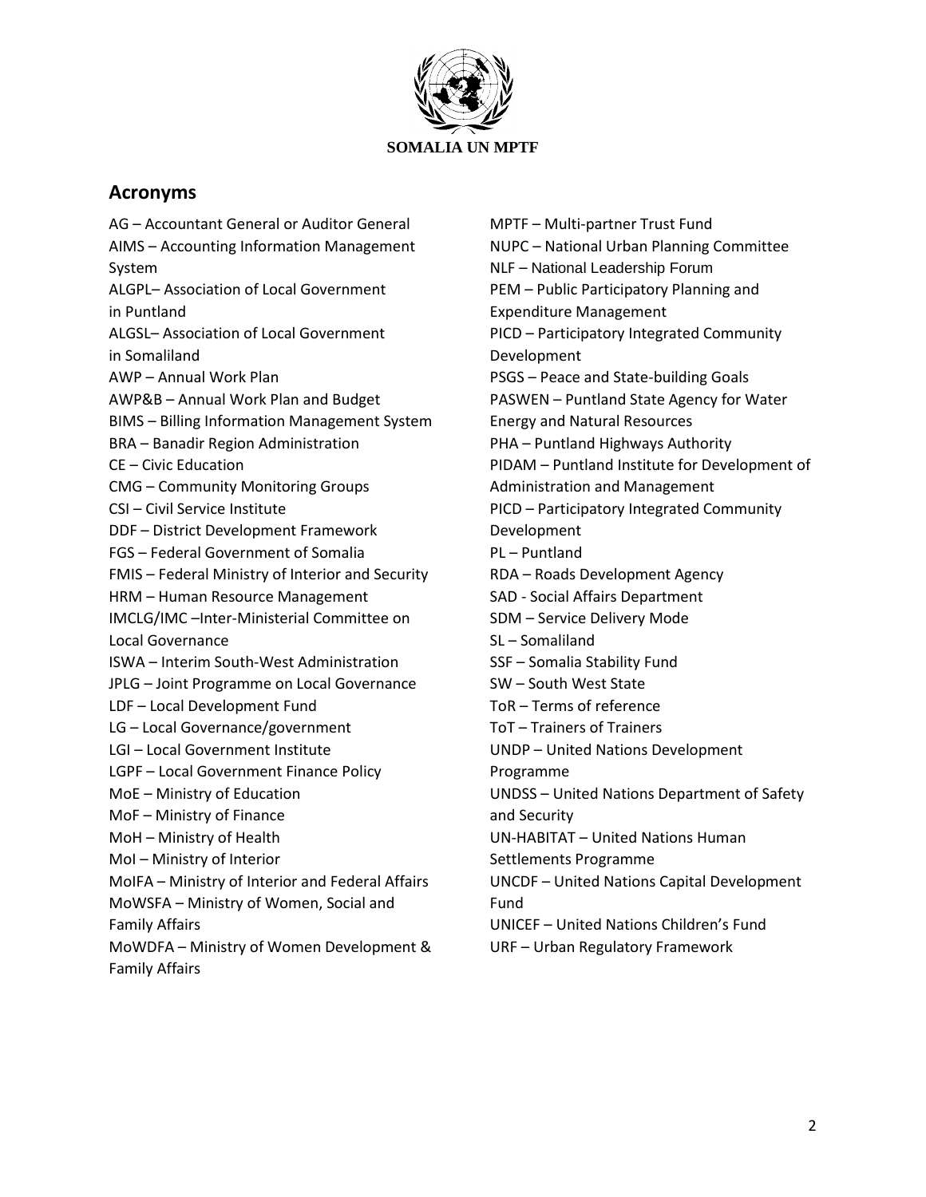## Acronyms

AG – Accountant General or Auditor General
AIMS – Accounting Information Management System
ALGPL– Association of Local Government in Puntland
ALGSL– Association of Local Government in Somaliland
AWP – Annual Work Plan
AWP&B – Annual Work Plan and Budget
BIMS – Billing Information Management System
BRA – Banadir Region Administration
CE – Civic Education
CMG – Community Monitoring Groups
CSI – Civil Service Institute
DDF – District Development Framework
FGS – Federal Government of Somalia
FMIS – Federal Ministry of Interior and Security
HRM – Human Resource Management
IMCLG/IMC –Inter-Ministerial Committee on Local Governance
ISWA – Interim South-West Administration
JPLG – Joint Programme on Local Governance
LDF – Local Development Fund
LG – Local Governance/government
LGI – Local Government Institute
LGPF – Local Government Finance Policy
MoE – Ministry of Education
MoF – Ministry of Finance
MoH – Ministry of Health
MoI – Ministry of Interior
MoIFA – Ministry of Interior and Federal Affairs
MoWSFA – Ministry of Women, Social and Family Affairs
MoWDFA – Ministry of Women Development & Family Affairs
MPTF – Multi-partner Trust Fund
NUPC – National Urban Planning Committee
NLF – National Leadership Forum
PEM – Public Participatory Planning and Expenditure Management
PICD – Participatory Integrated Community Development
PSGS – Peace and State-building Goals
PASWEN – Puntland State Agency for Water Energy and Natural Resources
PHA – Puntland Highways Authority
PIDAM – Puntland Institute for Development of Administration and Management
PICD – Participatory Integrated Community Development
PL – Puntland
RDA – Roads Development Agency
SAD - Social Affairs Department
SDM – Service Delivery Mode
SL – Somaliland
SSF – Somalia Stability Fund
SW – South West State
ToR – Terms of reference
ToT – Trainers of Trainers
UNDP – United Nations Development Programme
UNDSS – United Nations Department of Safety and Security
UN-HABITAT – United Nations Human Settlements Programme
UNCDF – United Nations Capital Development Fund
UNICEF – United Nations Children's Fund
URF – Urban Regulatory Framework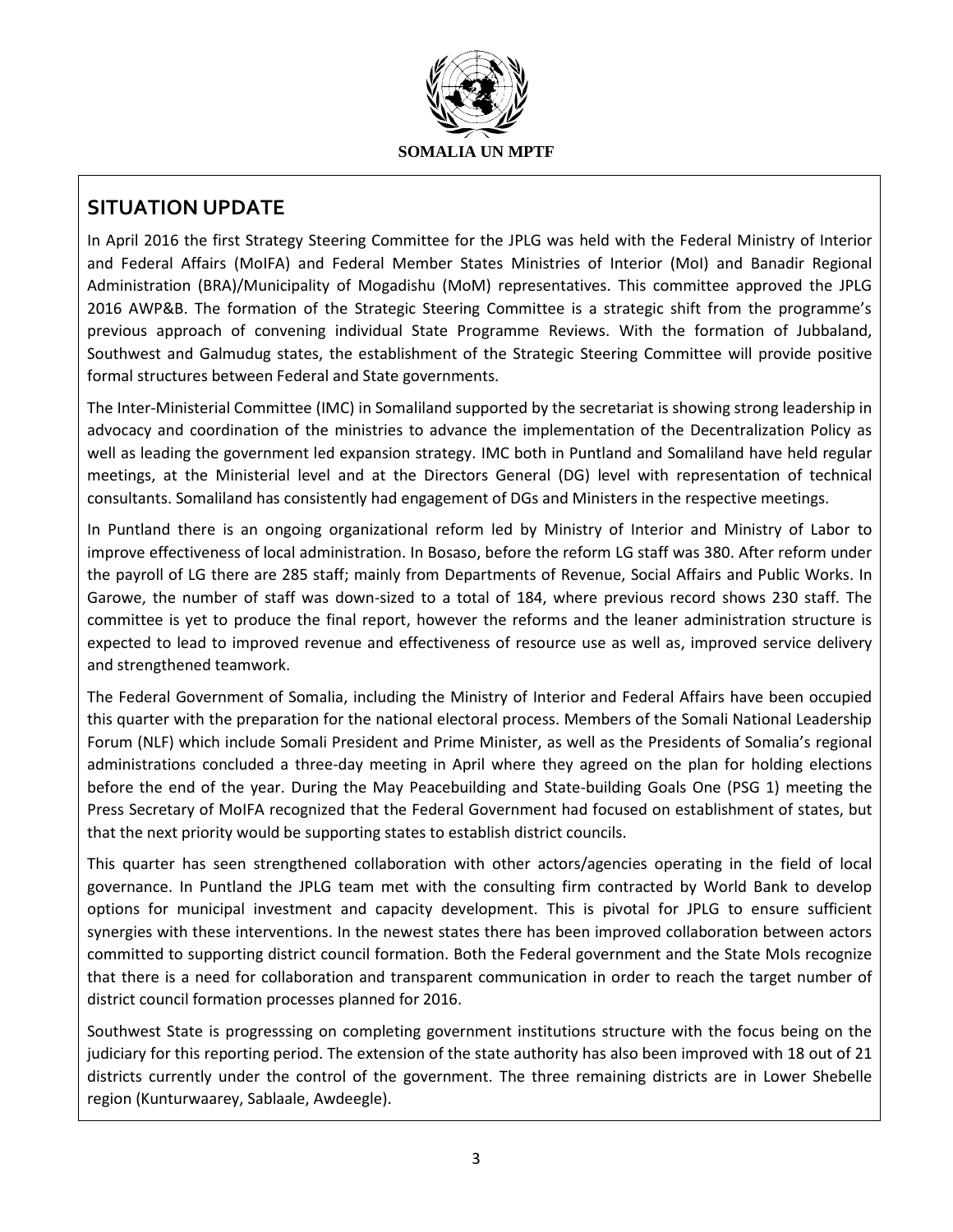## SITUATION UPDATE

In April 2016 the first Strategy Steering Committee for the JPLG was held with the Federal Ministry of Interior and Federal Affairs (MoIFA) and Federal Member States Ministries of Interior (MoI) and Banadir Regional Administration (BRA)/Municipality of Mogadishu (MoM) representatives. This committee approved the JPLG 2016 AWP&B. The formation of the Strategic Steering Committee is a strategic shift from the programme's previous approach of convening individual State Programme Reviews. With the formation of Jubbaland, Southwest and Galmudug states, the establishment of the Strategic Steering Committee will provide positive formal structures between Federal and State governments.

The Inter-Ministerial Committee (IMC) in Somaliland supported by the secretariat is showing strong leadership in advocacy and coordination of the ministries to advance the implementation of the Decentralization Policy as well as leading the government led expansion strategy. IMC both in Puntland and Somaliland have held regular meetings, at the Ministerial level and at the Directors General (DG) level with representation of technical consultants. Somaliland has consistently had engagement of DGs and Ministers in the respective meetings.

In Puntland there is an ongoing organizational reform led by Ministry of Interior and Ministry of Labor to improve effectiveness of local administration. In Bosaso, before the reform LG staff was 380. After reform under the payroll of LG there are 285 staff; mainly from Departments of Revenue, Social Affairs and Public Works. In Garowe, the number of staff was down-sized to a total of 184, where previous record shows 230 staff. The committee is yet to produce the final report, however the reforms and the leaner administration structure is expected to lead to improved revenue and effectiveness of resource use as well as, improved service delivery and strengthened teamwork.

The Federal Government of Somalia, including the Ministry of Interior and Federal Affairs have been occupied this quarter with the preparation for the national electoral process. Members of the Somali National Leadership Forum (NLF) which include Somali President and Prime Minister, as well as the Presidents of Somalia's regional administrations concluded a three-day meeting in April where they agreed on the plan for holding elections before the end of the year. During the May Peacebuilding and State-building Goals One (PSG 1) meeting the Press Secretary of MoIFA recognized that the Federal Government had focused on establishment of states, but that the next priority would be supporting states to establish district councils.

This quarter has seen strengthened collaboration with other actors/agencies operating in the field of local governance. In Puntland the JPLG team met with the consulting firm contracted by World Bank to develop options for municipal investment and capacity development. This is pivotal for JPLG to ensure sufficient synergies with these interventions. In the newest states there has been improved collaboration between actors committed to supporting district council formation. Both the Federal government and the State MoIs recognize that there is a need for collaboration and transparent communication in order to reach the target number of district council formation processes planned for 2016.

Southwest State is progresssing on completing government institutions structure with the focus being on the judiciary for this reporting period. The extension of the state authority has also been improved with 18 out of 21 districts currently under the control of the government. The three remaining districts are in Lower Shebelle region (Kunturwaarey, Sablaale, Awdeegle).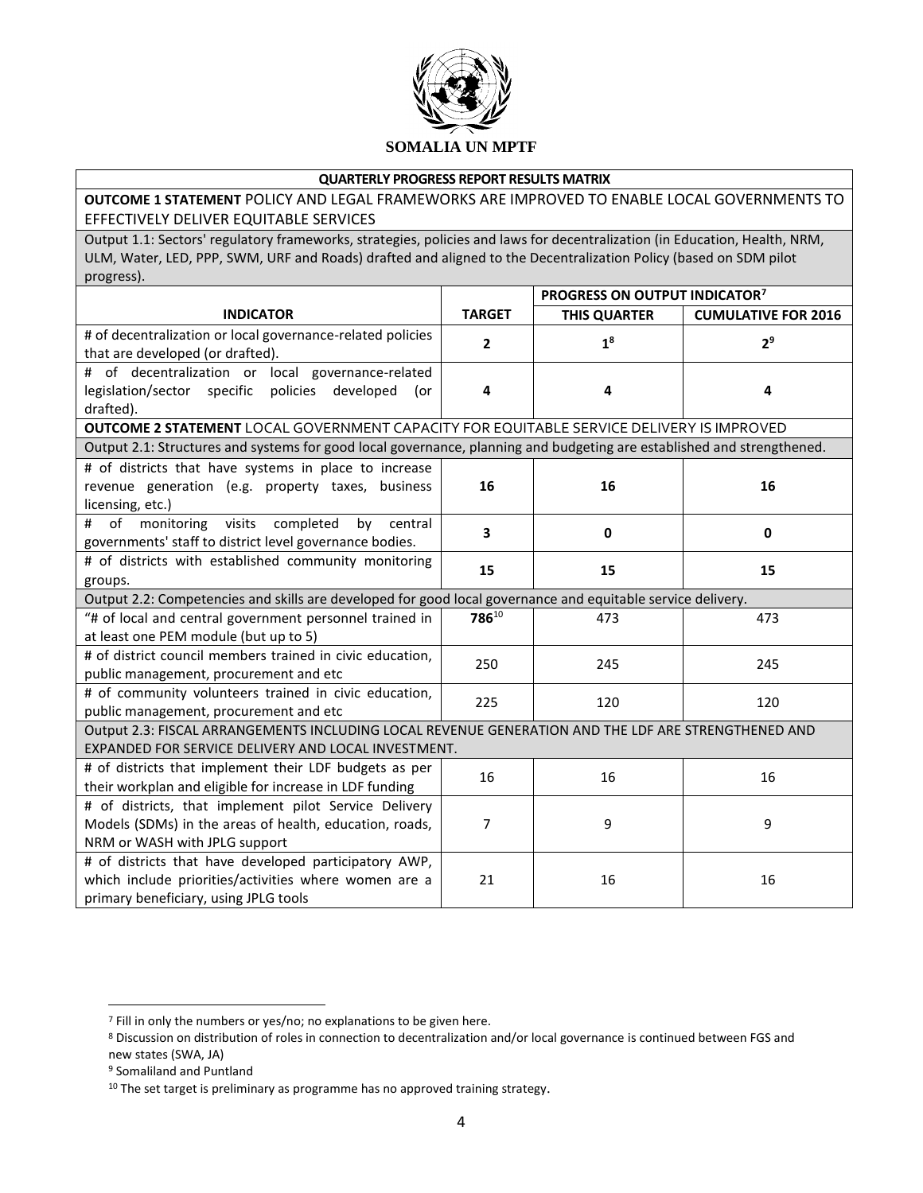**SOMALIA UN MPTF**

| QUARTERLY PROGRESS REPORT RESULTS MATRIX | | | |
|---|---|---|---|
| **OUTCOME 1 STATEMENT** POLICY AND LEGAL FRAMEWORKS ARE IMPROVED TO ENABLE LOCAL GOVERNMENTS TO EFFECTIVELY DELIVER EQUITABLE SERVICES | | | |
| Output 1.1: Sectors' regulatory frameworks, strategies, policies and laws for decentralization (in Education, Health, NRM, ULM, Water, LED, PPP, SWM, URF and Roads) drafted and aligned to the Decentralization Policy (based on SDM pilot progress). | | | |
| | | **PROGRESS ON OUTPUT INDICATOR[7]** | |
| **INDICATOR** | **TARGET** | **THIS QUARTER** | **CUMULATIVE FOR 2016** |
| # of decentralization or local governance-related policies that are developed (or drafted). | **2** | **1[8]** | **2[9]** |
| # of decentralization or local governance-related legislation/sector specific policies developed (or drafted). | **4** | **4** | **4** |
| **OUTCOME 2 STATEMENT** LOCAL GOVERNMENT CAPACITY FOR EQUITABLE SERVICE DELIVERY IS IMPROVED | | | |
| Output 2.1: Structures and systems for good local governance, planning and budgeting are established and strengthened. | | | |
| # of districts that have systems in place to increase revenue generation (e.g. property taxes, business licensing, etc.) | **16** | **16** | **16** |
| # of monitoring visits completed by central governments' staff to district level governance bodies. | **3** | **0** | **0** |
| # of districts with established community monitoring groups. | **15** | **15** | **15** |
| Output 2.2: Competencies and skills are developed for good local governance and equitable service delivery. | | | |
| "# of local and central government personnel trained in at least one PEM module (but up to 5) | **786**[10] | 473 | 473 |
| # of district council members trained in civic education, public management, procurement and etc | 250 | 245 | 245 |
| # of community volunteers trained in civic education, public management, procurement and etc | 225 | 120 | 120 |
| Output 2.3: FISCAL ARRANGEMENTS INCLUDING LOCAL REVENUE GENERATION AND THE LDF ARE STRENGTHENED AND EXPANDED FOR SERVICE DELIVERY AND LOCAL INVESTMENT. | | | |
| # of districts that implement their LDF budgets as per their workplan and eligible for increase in LDF funding | 16 | 16 | 16 |
| # of districts, that implement pilot Service Delivery Models (SDMs) in the areas of health, education, roads, NRM or WASH with JPLG support | 7 | 9 | 9 |
| # of districts that have developed participatory AWP, which include priorities/activities where women are a primary beneficiary, using JPLG tools | 21 | 16 | 16 |

[7] Fill in only the numbers or yes/no; no explanations to be given here.

[8] Discussion on distribution of roles in connection to decentralization and/or local governance is continued between FGS and new states (SWA, JA)

[9] Somaliland and Puntland

[10] The set target is preliminary as programme has no approved training strategy.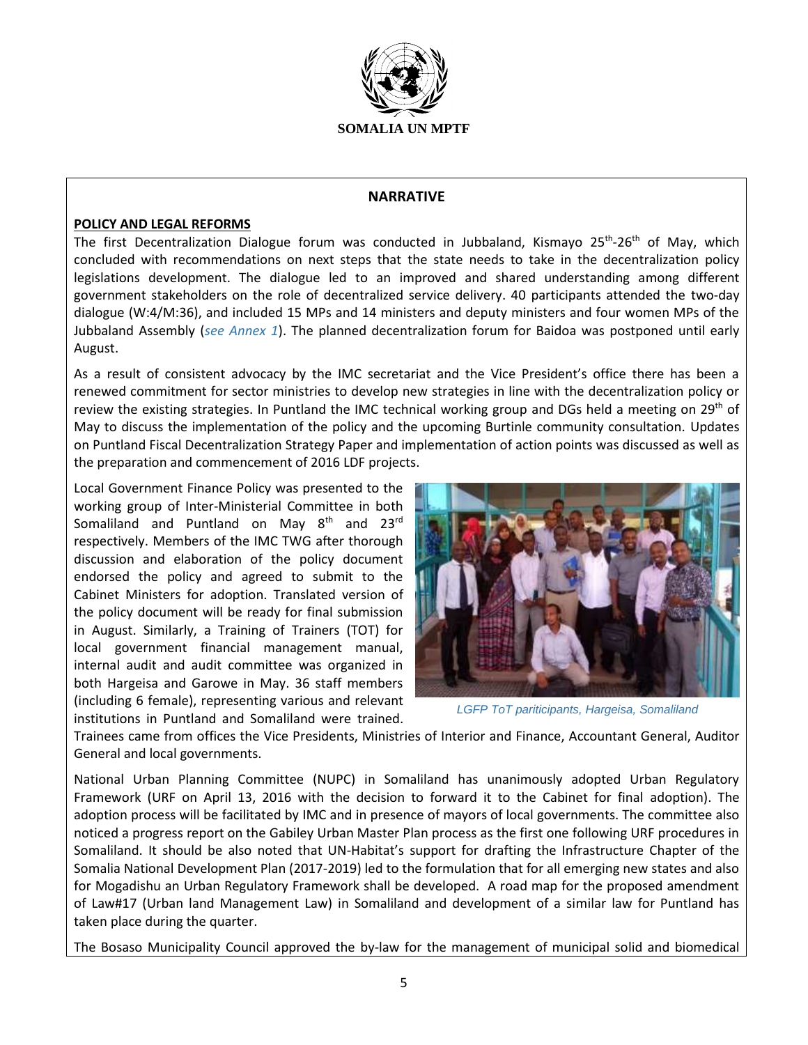**SOMALIA UN MPTF**

## NARRATIVE

**POLICY AND LEGAL REFORMS**

The first Decentralization Dialogue forum was conducted in Jubbaland, Kismayo 25th-26th of May, which concluded with recommendations on next steps that the state needs to take in the decentralization policy legislations development. The dialogue led to an improved and shared understanding among different government stakeholders on the role of decentralized service delivery. 40 participants attended the two-day dialogue (W:4/M:36), and included 15 MPs and 14 ministers and deputy ministers and four women MPs of the Jubbaland Assembly (*see Annex 1*). The planned decentralization forum for Baidoa was postponed until early August.

As a result of consistent advocacy by the IMC secretariat and the Vice President's office there has been a renewed commitment for sector ministries to develop new strategies in line with the decentralization policy or review the existing strategies. In Puntland the IMC technical working group and DGs held a meeting on 29th of May to discuss the implementation of the policy and the upcoming Burtinle community consultation. Updates on Puntland Fiscal Decentralization Strategy Paper and implementation of action points was discussed as well as the preparation and commencement of 2016 LDF projects.

Local Government Finance Policy was presented to the working group of Inter-Ministerial Committee in both Somaliland and Puntland on May 8th and 23rd respectively. Members of the IMC TWG after thorough discussion and elaboration of the policy document endorsed the policy and agreed to submit to the Cabinet Ministers for adoption. Translated version of the policy document will be ready for final submission in August. Similarly, a Training of Trainers (TOT) for local government financial management manual, internal audit and audit committee was organized in both Hargeisa and Garowe in May. 36 staff members (including 6 female), representing various and relevant institutions in Puntland and Somaliland were trained. Trainees came from offices the Vice Presidents, Ministries of Interior and Finance, Accountant General, Auditor General and local governments.

*LGFP ToT pariticipants, Hargeisa, Somaliland*

National Urban Planning Committee (NUPC) in Somaliland has unanimously adopted Urban Regulatory Framework (URF on April 13, 2016 with the decision to forward it to the Cabinet for final adoption). The adoption process will be facilitated by IMC and in presence of mayors of local governments. The committee also noticed a progress report on the Gabiley Urban Master Plan process as the first one following URF procedures in Somaliland. It should be also noted that UN-Habitat's support for drafting the Infrastructure Chapter of the Somalia National Development Plan (2017-2019) led to the formulation that for all emerging new states and also for Mogadishu an Urban Regulatory Framework shall be developed. A road map for the proposed amendment of Law#17 (Urban land Management Law) in Somaliland and development of a similar law for Puntland has taken place during the quarter.

The Bosaso Municipality Council approved the by-law for the management of municipal solid and biomedical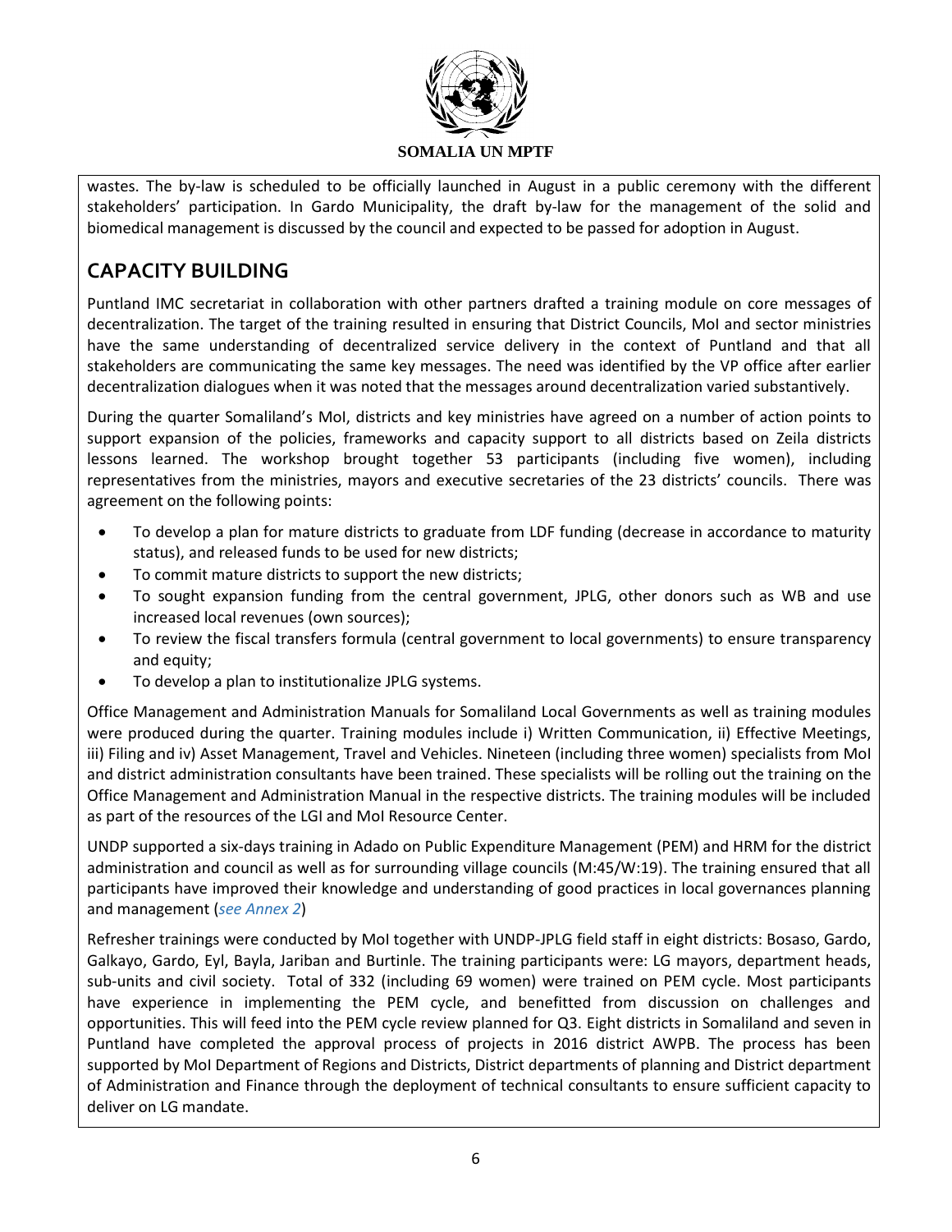wastes. The by-law is scheduled to be officially launched in August in a public ceremony with the different stakeholders' participation. In Gardo Municipality, the draft by-law for the management of the solid and biomedical management is discussed by the council and expected to be passed for adoption in August.

## CAPACITY BUILDING

Puntland IMC secretariat in collaboration with other partners drafted a training module on core messages of decentralization. The target of the training resulted in ensuring that District Councils, MoI and sector ministries have the same understanding of decentralized service delivery in the context of Puntland and that all stakeholders are communicating the same key messages. The need was identified by the VP office after earlier decentralization dialogues when it was noted that the messages around decentralization varied substantively.

During the quarter Somaliland's MoI, districts and key ministries have agreed on a number of action points to support expansion of the policies, frameworks and capacity support to all districts based on Zeila districts lessons learned. The workshop brought together 53 participants (including five women), including representatives from the ministries, mayors and executive secretaries of the 23 districts' councils. There was agreement on the following points:

- To develop a plan for mature districts to graduate from LDF funding (decrease in accordance to maturity status), and released funds to be used for new districts;
- To commit mature districts to support the new districts;
- To sought expansion funding from the central government, JPLG, other donors such as WB and use increased local revenues (own sources);
- To review the fiscal transfers formula (central government to local governments) to ensure transparency and equity;
- To develop a plan to institutionalize JPLG systems.

Office Management and Administration Manuals for Somaliland Local Governments as well as training modules were produced during the quarter. Training modules include i) Written Communication, ii) Effective Meetings, iii) Filing and iv) Asset Management, Travel and Vehicles. Nineteen (including three women) specialists from MoI and district administration consultants have been trained. These specialists will be rolling out the training on the Office Management and Administration Manual in the respective districts. The training modules will be included as part of the resources of the LGI and MoI Resource Center.

UNDP supported a six-days training in Adado on Public Expenditure Management (PEM) and HRM for the district administration and council as well as for surrounding village councils (M:45/W:19). The training ensured that all participants have improved their knowledge and understanding of good practices in local governances planning and management (*see Annex 2*)

Refresher trainings were conducted by MoI together with UNDP-JPLG field staff in eight districts: Bosaso, Gardo, Galkayo, Gardo, Eyl, Bayla, Jariban and Burtinle. The training participants were: LG mayors, department heads, sub-units and civil society. Total of 332 (including 69 women) were trained on PEM cycle. Most participants have experience in implementing the PEM cycle, and benefitted from discussion on challenges and opportunities. This will feed into the PEM cycle review planned for Q3. Eight districts in Somaliland and seven in Puntland have completed the approval process of projects in 2016 district AWPB. The process has been supported by MoI Department of Regions and Districts, District departments of planning and District department of Administration and Finance through the deployment of technical consultants to ensure sufficient capacity to deliver on LG mandate.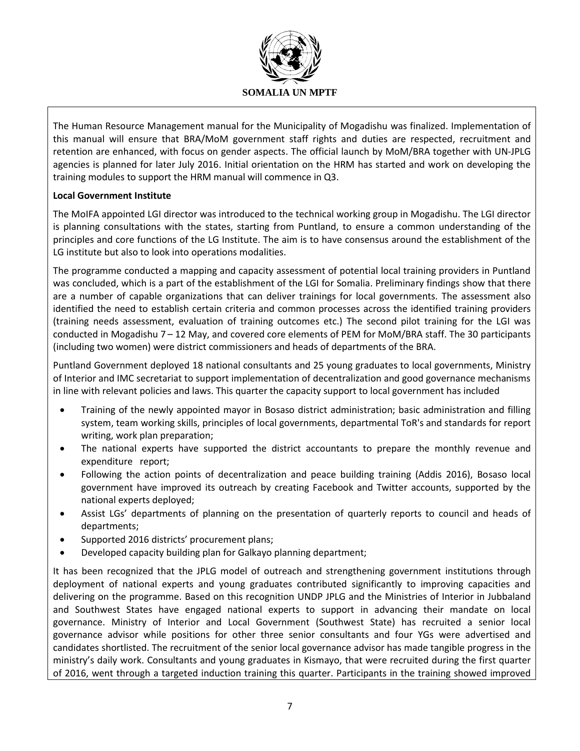The Human Resource Management manual for the Municipality of Mogadishu was finalized. Implementation of this manual will ensure that BRA/MoM government staff rights and duties are respected, recruitment and retention are enhanced, with focus on gender aspects. The official launch by MoM/BRA together with UN-JPLG agencies is planned for later July 2016. Initial orientation on the HRM has started and work on developing the training modules to support the HRM manual will commence in Q3.

**Local Government Institute**

The MoIFA appointed LGI director was introduced to the technical working group in Mogadishu. The LGI director is planning consultations with the states, starting from Puntland, to ensure a common understanding of the principles and core functions of the LG Institute. The aim is to have consensus around the establishment of the LG institute but also to look into operations modalities.

The programme conducted a mapping and capacity assessment of potential local training providers in Puntland was concluded, which is a part of the establishment of the LGI for Somalia. Preliminary findings show that there are a number of capable organizations that can deliver trainings for local governments. The assessment also identified the need to establish certain criteria and common processes across the identified training providers (training needs assessment, evaluation of training outcomes etc.) The second pilot training for the LGI was conducted in Mogadishu 7 – 12 May, and covered core elements of PEM for MoM/BRA staff. The 30 participants (including two women) were district commissioners and heads of departments of the BRA.

Puntland Government deployed 18 national consultants and 25 young graduates to local governments, Ministry of Interior and IMC secretariat to support implementation of decentralization and good governance mechanisms in line with relevant policies and laws. This quarter the capacity support to local government has included

- Training of the newly appointed mayor in Bosaso district administration; basic administration and filling system, team working skills, principles of local governments, departmental ToR's and standards for report writing, work plan preparation;
- The national experts have supported the district accountants to prepare the monthly revenue and expenditure report;
- Following the action points of decentralization and peace building training (Addis 2016), Bosaso local government have improved its outreach by creating Facebook and Twitter accounts, supported by the national experts deployed;
- Assist LGs' departments of planning on the presentation of quarterly reports to council and heads of departments;
- Supported 2016 districts' procurement plans;
- Developed capacity building plan for Galkayo planning department;

It has been recognized that the JPLG model of outreach and strengthening government institutions through deployment of national experts and young graduates contributed significantly to improving capacities and delivering on the programme. Based on this recognition UNDP JPLG and the Ministries of Interior in Jubbaland and Southwest States have engaged national experts to support in advancing their mandate on local governance. Ministry of Interior and Local Government (Southwest State) has recruited a senior local governance advisor while positions for other three senior consultants and four YGs were advertised and candidates shortlisted. The recruitment of the senior local governance advisor has made tangible progress in the ministry's daily work. Consultants and young graduates in Kismayo, that were recruited during the first quarter of 2016, went through a targeted induction training this quarter. Participants in the training showed improved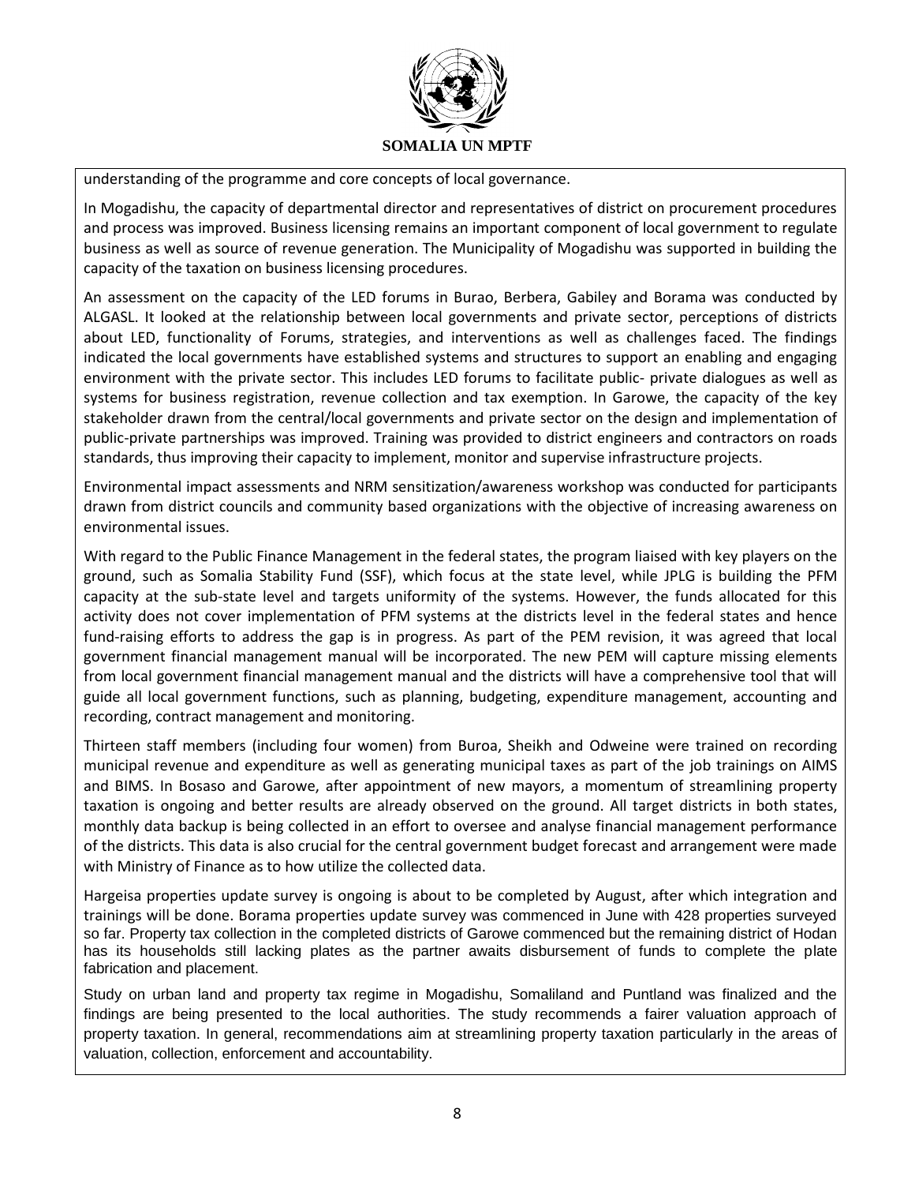understanding of the programme and core concepts of local governance.

In Mogadishu, the capacity of departmental director and representatives of district on procurement procedures and process was improved. Business licensing remains an important component of local government to regulate business as well as source of revenue generation. The Municipality of Mogadishu was supported in building the capacity of the taxation on business licensing procedures.

An assessment on the capacity of the LED forums in Burao, Berbera, Gabiley and Borama was conducted by ALGASL. It looked at the relationship between local governments and private sector, perceptions of districts about LED, functionality of Forums, strategies, and interventions as well as challenges faced. The findings indicated the local governments have established systems and structures to support an enabling and engaging environment with the private sector. This includes LED forums to facilitate public- private dialogues as well as systems for business registration, revenue collection and tax exemption. In Garowe, the capacity of the key stakeholder drawn from the central/local governments and private sector on the design and implementation of public-private partnerships was improved. Training was provided to district engineers and contractors on roads standards, thus improving their capacity to implement, monitor and supervise infrastructure projects.

Environmental impact assessments and NRM sensitization/awareness workshop was conducted for participants drawn from district councils and community based organizations with the objective of increasing awareness on environmental issues.

With regard to the Public Finance Management in the federal states, the program liaised with key players on the ground, such as Somalia Stability Fund (SSF), which focus at the state level, while JPLG is building the PFM capacity at the sub-state level and targets uniformity of the systems. However, the funds allocated for this activity does not cover implementation of PFM systems at the districts level in the federal states and hence fund-raising efforts to address the gap is in progress. As part of the PEM revision, it was agreed that local government financial management manual will be incorporated. The new PEM will capture missing elements from local government financial management manual and the districts will have a comprehensive tool that will guide all local government functions, such as planning, budgeting, expenditure management, accounting and recording, contract management and monitoring.

Thirteen staff members (including four women) from Buroa, Sheikh and Odweine were trained on recording municipal revenue and expenditure as well as generating municipal taxes as part of the job trainings on AIMS and BIMS. In Bosaso and Garowe, after appointment of new mayors, a momentum of streamlining property taxation is ongoing and better results are already observed on the ground. All target districts in both states, monthly data backup is being collected in an effort to oversee and analyse financial management performance of the districts. This data is also crucial for the central government budget forecast and arrangement were made with Ministry of Finance as to how utilize the collected data.

Hargeisa properties update survey is ongoing is about to be completed by August, after which integration and trainings will be done. Borama properties update survey was commenced in June with 428 properties surveyed so far. Property tax collection in the completed districts of Garowe commenced but the remaining district of Hodan has its households still lacking plates as the partner awaits disbursement of funds to complete the plate fabrication and placement.

Study on urban land and property tax regime in Mogadishu, Somaliland and Puntland was finalized and the findings are being presented to the local authorities. The study recommends a fairer valuation approach of property taxation. In general, recommendations aim at streamlining property taxation particularly in the areas of valuation, collection, enforcement and accountability.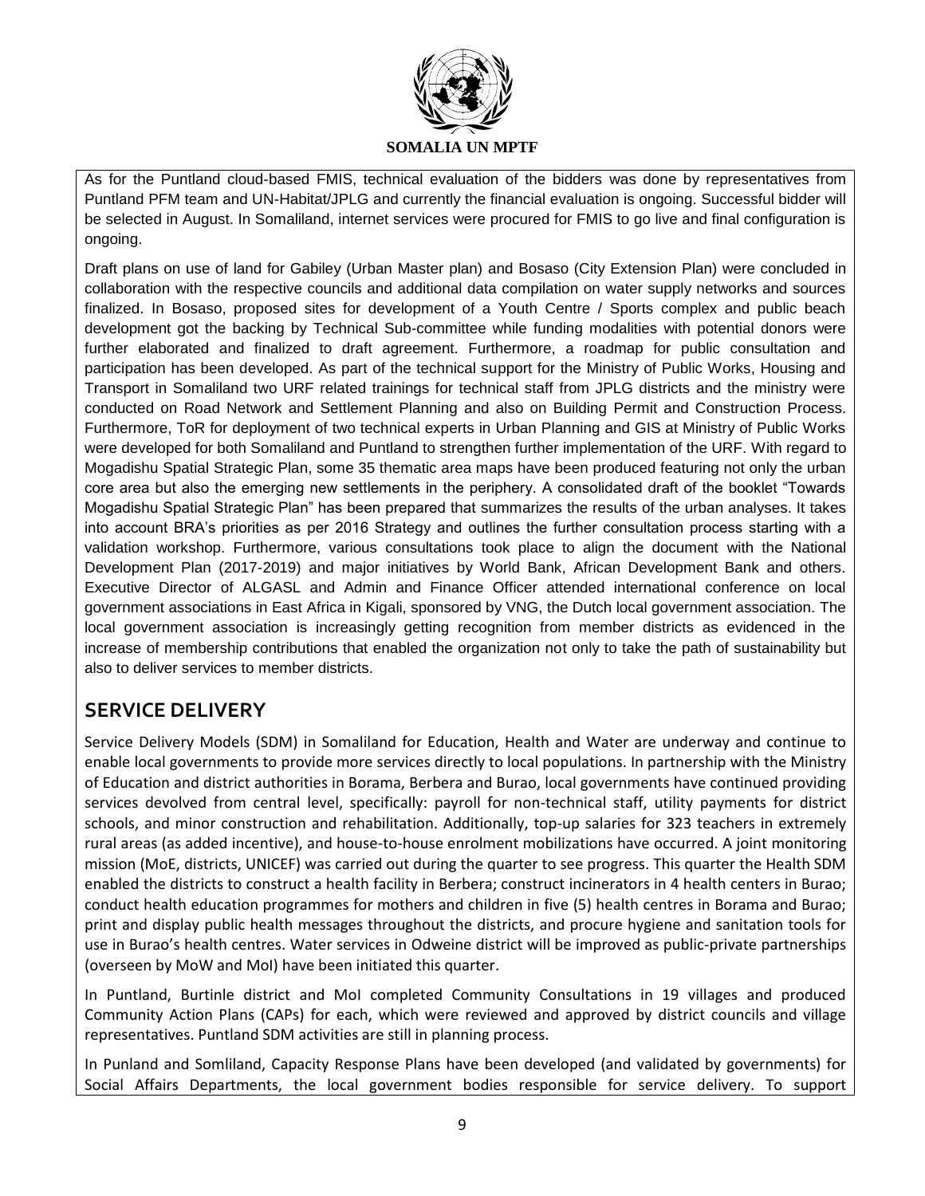As for the Puntland cloud-based FMIS, technical evaluation of the bidders was done by representatives from Puntland PFM team and UN-Habitat/JPLG and currently the financial evaluation is ongoing. Successful bidder will be selected in August. In Somaliland, internet services were procured for FMIS to go live and final configuration is ongoing.

Draft plans on use of land for Gabiley (Urban Master plan) and Bosaso (City Extension Plan) were concluded in collaboration with the respective councils and additional data compilation on water supply networks and sources finalized. In Bosaso, proposed sites for development of a Youth Centre / Sports complex and public beach development got the backing by Technical Sub-committee while funding modalities with potential donors were further elaborated and finalized to draft agreement. Furthermore, a roadmap for public consultation and participation has been developed. As part of the technical support for the Ministry of Public Works, Housing and Transport in Somaliland two URF related trainings for technical staff from JPLG districts and the ministry were conducted on Road Network and Settlement Planning and also on Building Permit and Construction Process. Furthermore, ToR for deployment of two technical experts in Urban Planning and GIS at Ministry of Public Works were developed for both Somaliland and Puntland to strengthen further implementation of the URF. With regard to Mogadishu Spatial Strategic Plan, some 35 thematic area maps have been produced featuring not only the urban core area but also the emerging new settlements in the periphery. A consolidated draft of the booklet "Towards Mogadishu Spatial Strategic Plan" has been prepared that summarizes the results of the urban analyses. It takes into account BRA's priorities as per 2016 Strategy and outlines the further consultation process starting with a validation workshop. Furthermore, various consultations took place to align the document with the National Development Plan (2017-2019) and major initiatives by World Bank, African Development Bank and others. Executive Director of ALGASL and Admin and Finance Officer attended international conference on local government associations in East Africa in Kigali, sponsored by VNG, the Dutch local government association. The local government association is increasingly getting recognition from member districts as evidenced in the increase of membership contributions that enabled the organization not only to take the path of sustainability but also to deliver services to member districts.

## SERVICE DELIVERY

Service Delivery Models (SDM) in Somaliland for Education, Health and Water are underway and continue to enable local governments to provide more services directly to local populations. In partnership with the Ministry of Education and district authorities in Borama, Berbera and Burao, local governments have continued providing services devolved from central level, specifically: payroll for non-technical staff, utility payments for district schools, and minor construction and rehabilitation. Additionally, top-up salaries for 323 teachers in extremely rural areas (as added incentive), and house-to-house enrolment mobilizations have occurred. A joint monitoring mission (MoE, districts, UNICEF) was carried out during the quarter to see progress. This quarter the Health SDM enabled the districts to construct a health facility in Berbera; construct incinerators in 4 health centers in Burao; conduct health education programmes for mothers and children in five (5) health centres in Borama and Burao; print and display public health messages throughout the districts, and procure hygiene and sanitation tools for use in Burao's health centres. Water services in Odweine district will be improved as public-private partnerships (overseen by MoW and MoI) have been initiated this quarter.

In Puntland, Burtinle district and MoI completed Community Consultations in 19 villages and produced Community Action Plans (CAPs) for each, which were reviewed and approved by district councils and village representatives. Puntland SDM activities are still in planning process.

In Punland and Somliland, Capacity Response Plans have been developed (and validated by governments) for Social Affairs Departments, the local government bodies responsible for service delivery. To support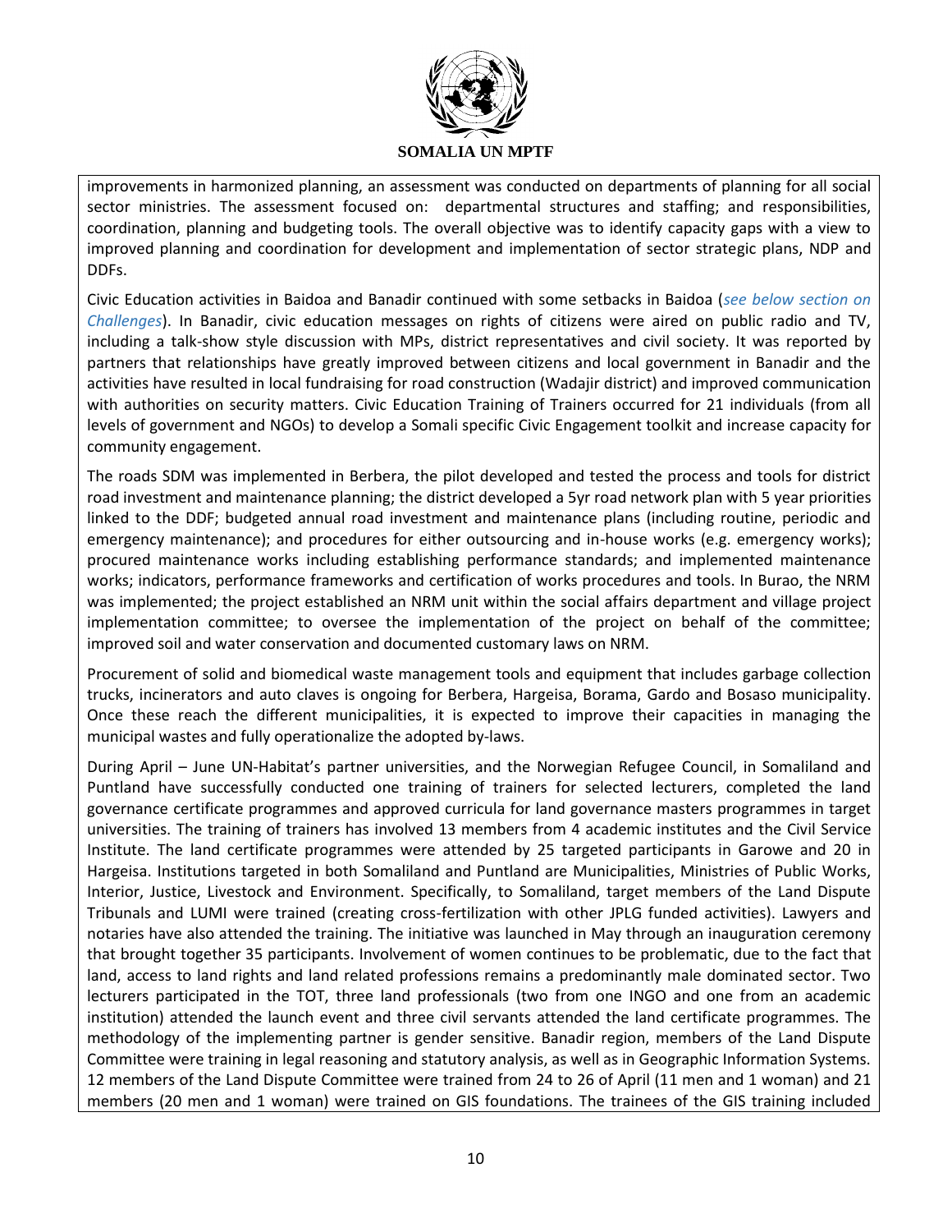improvements in harmonized planning, an assessment was conducted on departments of planning for all social sector ministries. The assessment focused on: departmental structures and staffing; and responsibilities, coordination, planning and budgeting tools. The overall objective was to identify capacity gaps with a view to improved planning and coordination for development and implementation of sector strategic plans, NDP and DDFs.

Civic Education activities in Baidoa and Banadir continued with some setbacks in Baidoa (*see below section on Challenges*). In Banadir, civic education messages on rights of citizens were aired on public radio and TV, including a talk-show style discussion with MPs, district representatives and civil society. It was reported by partners that relationships have greatly improved between citizens and local government in Banadir and the activities have resulted in local fundraising for road construction (Wadajir district) and improved communication with authorities on security matters. Civic Education Training of Trainers occurred for 21 individuals (from all levels of government and NGOs) to develop a Somali specific Civic Engagement toolkit and increase capacity for community engagement.

The roads SDM was implemented in Berbera, the pilot developed and tested the process and tools for district road investment and maintenance planning; the district developed a 5yr road network plan with 5 year priorities linked to the DDF; budgeted annual road investment and maintenance plans (including routine, periodic and emergency maintenance); and procedures for either outsourcing and in-house works (e.g. emergency works); procured maintenance works including establishing performance standards; and implemented maintenance works; indicators, performance frameworks and certification of works procedures and tools. In Burao, the NRM was implemented; the project established an NRM unit within the social affairs department and village project implementation committee; to oversee the implementation of the project on behalf of the committee; improved soil and water conservation and documented customary laws on NRM.

Procurement of solid and biomedical waste management tools and equipment that includes garbage collection trucks, incinerators and auto claves is ongoing for Berbera, Hargeisa, Borama, Gardo and Bosaso municipality. Once these reach the different municipalities, it is expected to improve their capacities in managing the municipal wastes and fully operationalize the adopted by-laws.

During April – June UN-Habitat's partner universities, and the Norwegian Refugee Council, in Somaliland and Puntland have successfully conducted one training of trainers for selected lecturers, completed the land governance certificate programmes and approved curricula for land governance masters programmes in target universities. The training of trainers has involved 13 members from 4 academic institutes and the Civil Service Institute. The land certificate programmes were attended by 25 targeted participants in Garowe and 20 in Hargeisa. Institutions targeted in both Somaliland and Puntland are Municipalities, Ministries of Public Works, Interior, Justice, Livestock and Environment. Specifically, to Somaliland, target members of the Land Dispute Tribunals and LUMI were trained (creating cross-fertilization with other JPLG funded activities). Lawyers and notaries have also attended the training. The initiative was launched in May through an inauguration ceremony that brought together 35 participants. Involvement of women continues to be problematic, due to the fact that land, access to land rights and land related professions remains a predominantly male dominated sector. Two lecturers participated in the TOT, three land professionals (two from one INGO and one from an academic institution) attended the launch event and three civil servants attended the land certificate programmes. The methodology of the implementing partner is gender sensitive. Banadir region, members of the Land Dispute Committee were training in legal reasoning and statutory analysis, as well as in Geographic Information Systems. 12 members of the Land Dispute Committee were trained from 24 to 26 of April (11 men and 1 woman) and 21 members (20 men and 1 woman) were trained on GIS foundations. The trainees of the GIS training included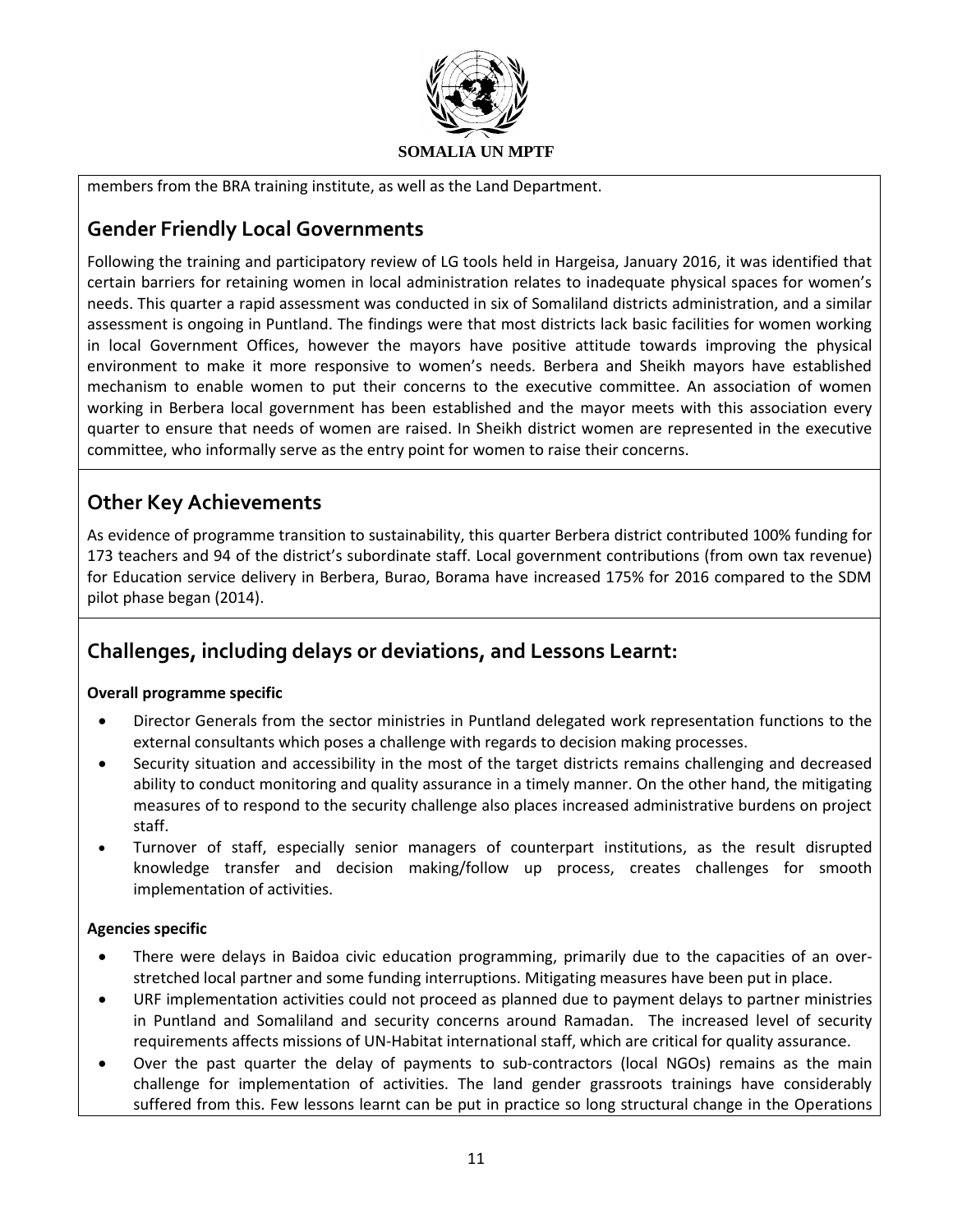members from the BRA training institute, as well as the Land Department.

## Gender Friendly Local Governments

Following the training and participatory review of LG tools held in Hargeisa, January 2016, it was identified that certain barriers for retaining women in local administration relates to inadequate physical spaces for women's needs. This quarter a rapid assessment was conducted in six of Somaliland districts administration, and a similar assessment is ongoing in Puntland. The findings were that most districts lack basic facilities for women working in local Government Offices, however the mayors have positive attitude towards improving the physical environment to make it more responsive to women's needs. Berbera and Sheikh mayors have established mechanism to enable women to put their concerns to the executive committee. An association of women working in Berbera local government has been established and the mayor meets with this association every quarter to ensure that needs of women are raised. In Sheikh district women are represented in the executive committee, who informally serve as the entry point for women to raise their concerns.

## Other Key Achievements

As evidence of programme transition to sustainability, this quarter Berbera district contributed 100% funding for 173 teachers and 94 of the district's subordinate staff. Local government contributions (from own tax revenue) for Education service delivery in Berbera, Burao, Borama have increased 175% for 2016 compared to the SDM pilot phase began (2014).

## Challenges, including delays or deviations, and Lessons Learnt:

**Overall programme specific**

- Director Generals from the sector ministries in Puntland delegated work representation functions to the external consultants which poses a challenge with regards to decision making processes.
- Security situation and accessibility in the most of the target districts remains challenging and decreased ability to conduct monitoring and quality assurance in a timely manner. On the other hand, the mitigating measures of to respond to the security challenge also places increased administrative burdens on project staff.
- Turnover of staff, especially senior managers of counterpart institutions, as the result disrupted knowledge transfer and decision making/follow up process, creates challenges for smooth implementation of activities.

**Agencies specific**

- There were delays in Baidoa civic education programming, primarily due to the capacities of an over-stretched local partner and some funding interruptions. Mitigating measures have been put in place.
- URF implementation activities could not proceed as planned due to payment delays to partner ministries in Puntland and Somaliland and security concerns around Ramadan. The increased level of security requirements affects missions of UN-Habitat international staff, which are critical for quality assurance.
- Over the past quarter the delay of payments to sub-contractors (local NGOs) remains as the main challenge for implementation of activities. The land gender grassroots trainings have considerably suffered from this. Few lessons learnt can be put in practice so long structural change in the Operations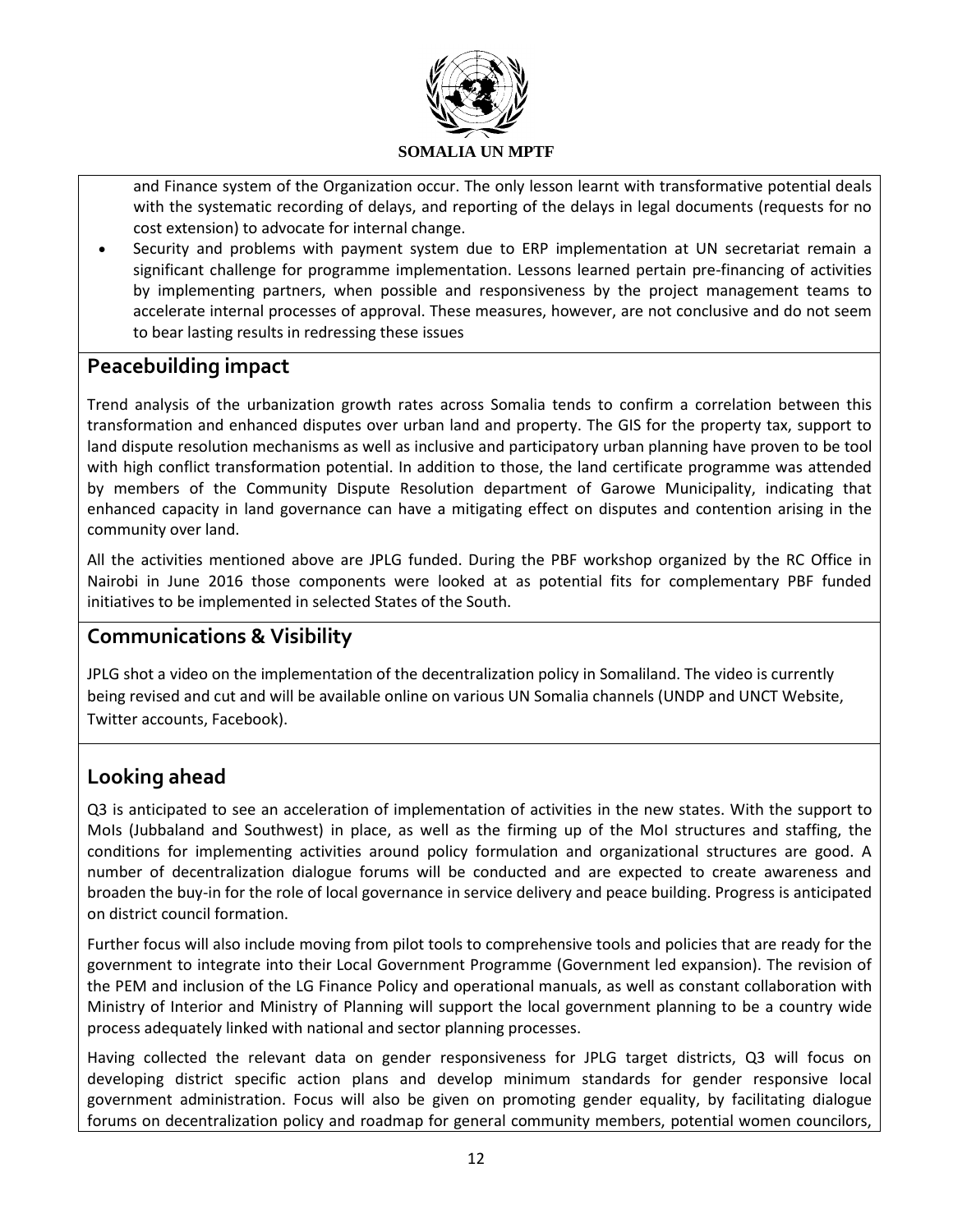and Finance system of the Organization occur. The only lesson learnt with transformative potential deals with the systematic recording of delays, and reporting of the delays in legal documents (requests for no cost extension) to advocate for internal change.

- Security and problems with payment system due to ERP implementation at UN secretariat remain a significant challenge for programme implementation. Lessons learned pertain pre-financing of activities by implementing partners, when possible and responsiveness by the project management teams to accelerate internal processes of approval. These measures, however, are not conclusive and do not seem to bear lasting results in redressing these issues

## Peacebuilding impact

Trend analysis of the urbanization growth rates across Somalia tends to confirm a correlation between this transformation and enhanced disputes over urban land and property. The GIS for the property tax, support to land dispute resolution mechanisms as well as inclusive and participatory urban planning have proven to be tool with high conflict transformation potential. In addition to those, the land certificate programme was attended by members of the Community Dispute Resolution department of Garowe Municipality, indicating that enhanced capacity in land governance can have a mitigating effect on disputes and contention arising in the community over land.

All the activities mentioned above are JPLG funded. During the PBF workshop organized by the RC Office in Nairobi in June 2016 those components were looked at as potential fits for complementary PBF funded initiatives to be implemented in selected States of the South.

## Communications & Visibility

JPLG shot a video on the implementation of the decentralization policy in Somaliland. The video is currently being revised and cut and will be available online on various UN Somalia channels (UNDP and UNCT Website, Twitter accounts, Facebook).

## Looking ahead

Q3 is anticipated to see an acceleration of implementation of activities in the new states. With the support to MoIs (Jubbaland and Southwest) in place, as well as the firming up of the MoI structures and staffing, the conditions for implementing activities around policy formulation and organizational structures are good. A number of decentralization dialogue forums will be conducted and are expected to create awareness and broaden the buy-in for the role of local governance in service delivery and peace building. Progress is anticipated on district council formation.

Further focus will also include moving from pilot tools to comprehensive tools and policies that are ready for the government to integrate into their Local Government Programme (Government led expansion). The revision of the PEM and inclusion of the LG Finance Policy and operational manuals, as well as constant collaboration with Ministry of Interior and Ministry of Planning will support the local government planning to be a country wide process adequately linked with national and sector planning processes.

Having collected the relevant data on gender responsiveness for JPLG target districts, Q3 will focus on developing district specific action plans and develop minimum standards for gender responsive local government administration. Focus will also be given on promoting gender equality, by facilitating dialogue forums on decentralization policy and roadmap for general community members, potential women councilors,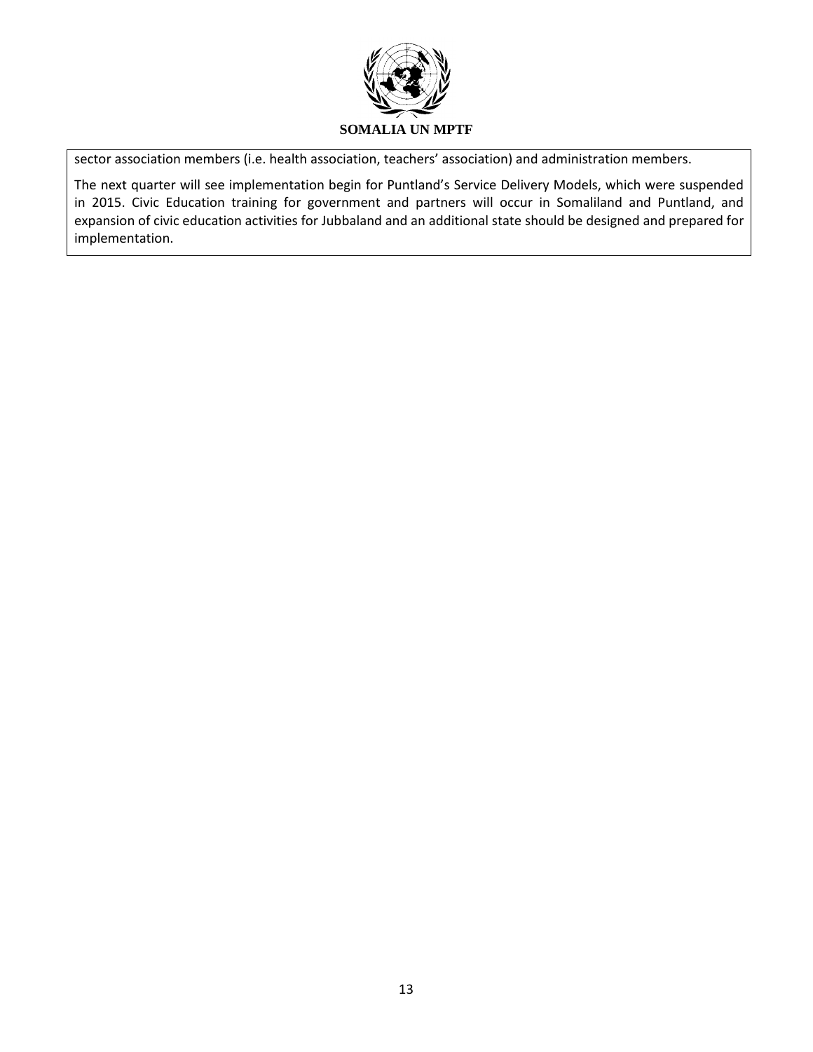sector association members (i.e. health association, teachers' association) and administration members.

The next quarter will see implementation begin for Puntland's Service Delivery Models, which were suspended in 2015. Civic Education training for government and partners will occur in Somaliland and Puntland, and expansion of civic education activities for Jubbaland and an additional state should be designed and prepared for implementation.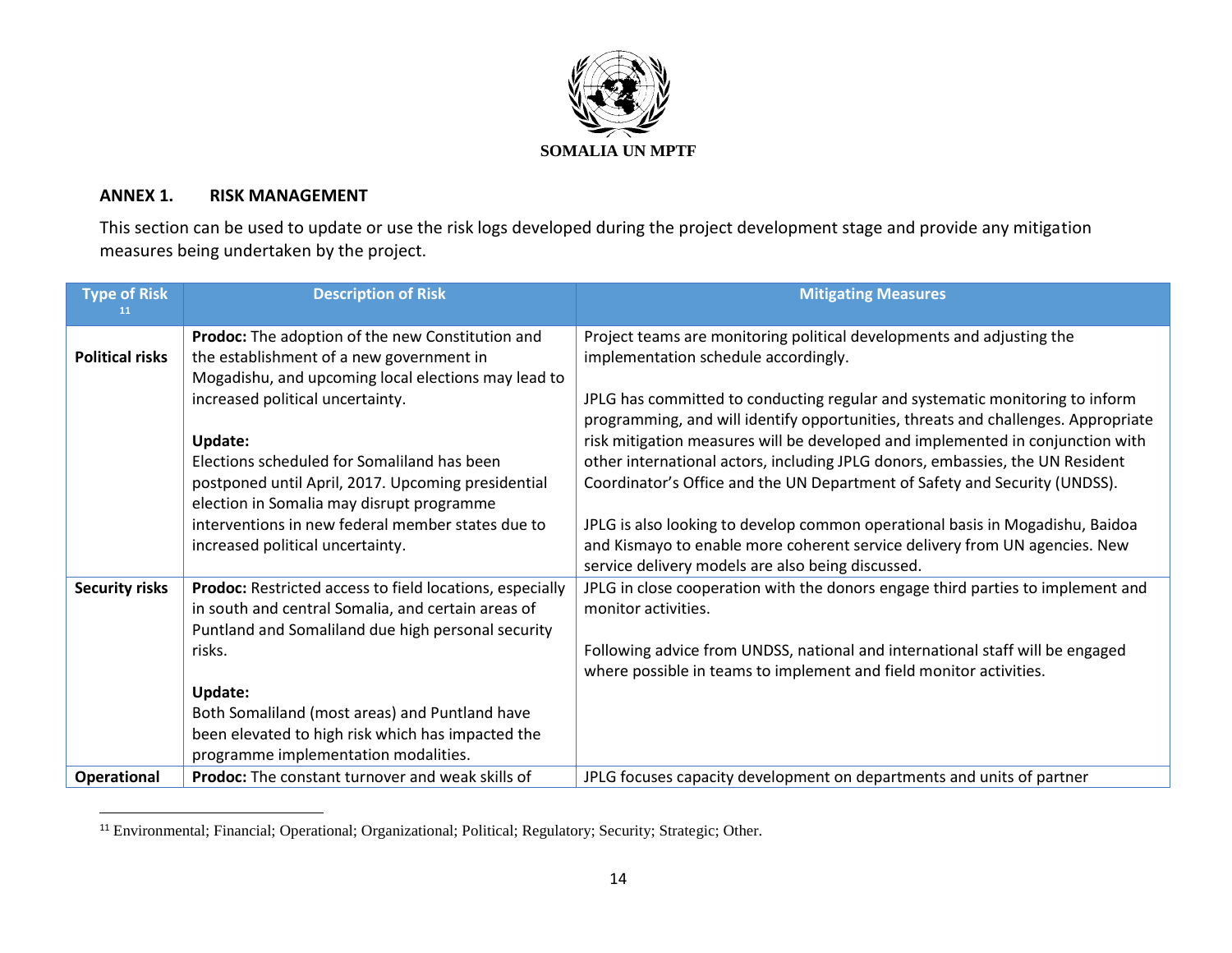SOMALIA UN MPTF

## ANNEX 1. RISK MANAGEMENT

This section can be used to update or use the risk logs developed during the project development stage and provide any mitigation measures being undertaken by the project.

| Type of Risk [11] | Description of Risk | Mitigating Measures |
|---|---|---|
| **Political risks** | **Prodoc:** The adoption of the new Constitution and the establishment of a new government in Mogadishu, and upcoming local elections may lead to increased political uncertainty.<br><br>**Update:**<br>Elections scheduled for Somaliland has been postponed until April, 2017. Upcoming presidential election in Somalia may disrupt programme interventions in new federal member states due to increased political uncertainty. | Project teams are monitoring political developments and adjusting the implementation schedule accordingly.<br><br>JPLG has committed to conducting regular and systematic monitoring to inform programming, and will identify opportunities, threats and challenges. Appropriate risk mitigation measures will be developed and implemented in conjunction with other international actors, including JPLG donors, embassies, the UN Resident Coordinator's Office and the UN Department of Safety and Security (UNDSS).<br><br>JPLG is also looking to develop common operational basis in Mogadishu, Baidoa and Kismayo to enable more coherent service delivery from UN agencies. New service delivery models are also being discussed. |
| **Security risks** | **Prodoc:** Restricted access to field locations, especially in south and central Somalia, and certain areas of Puntland and Somaliland due high personal security risks.<br><br>**Update:**<br>Both Somaliland (most areas) and Puntland have been elevated to high risk which has impacted the programme implementation modalities. | JPLG in close cooperation with the donors engage third parties to implement and monitor activities.<br><br>Following advice from UNDSS, national and international staff will be engaged where possible in teams to implement and field monitor activities. |
| **Operational** | **Prodoc:** The constant turnover and weak skills of | JPLG focuses capacity development on departments and units of partner |

[11] Environmental; Financial; Operational; Organizational; Political; Regulatory; Security; Strategic; Other.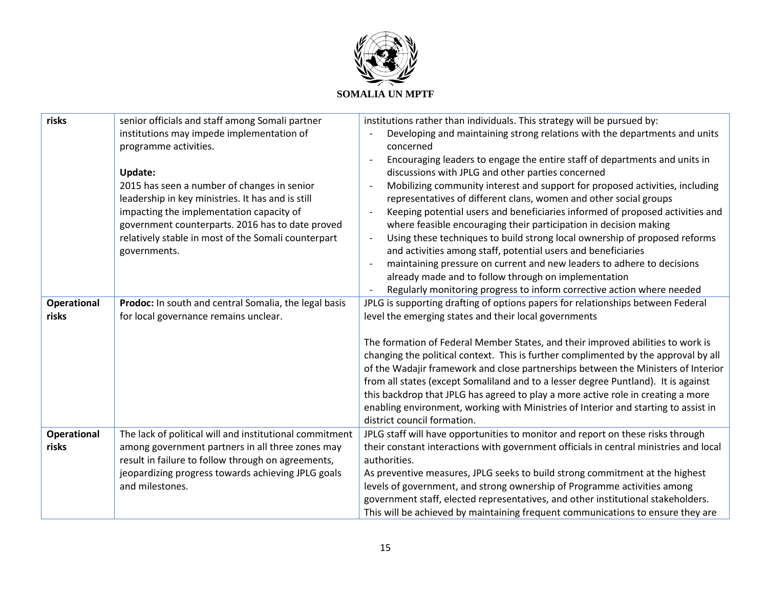**SOMALIA UN MPTF**

| | | |
|---|---|---|
| **risks** | senior officials and staff among Somali partner institutions may impede implementation of programme activities.<br><br>**Update:**<br>2015 has seen a number of changes in senior leadership in key ministries. It has and is still impacting the implementation capacity of government counterparts. 2016 has to date proved relatively stable in most of the Somali counterpart governments. | institutions rather than individuals. This strategy will be pursued by:<br>- Developing and maintaining strong relations with the departments and units concerned<br>- Encouraging leaders to engage the entire staff of departments and units in discussions with JPLG and other parties concerned<br>- Mobilizing community interest and support for proposed activities, including representatives of different clans, women and other social groups<br>- Keeping potential users and beneficiaries informed of proposed activities and where feasible encouraging their participation in decision making<br>- Using these techniques to build strong local ownership of proposed reforms and activities among staff, potential users and beneficiaries<br>- maintaining pressure on current and new leaders to adhere to decisions already made and to follow through on implementation<br>- Regularly monitoring progress to inform corrective action where needed |
| **Operational risks** | **Prodoc:** In south and central Somalia, the legal basis for local governance remains unclear. | JPLG is supporting drafting of options papers for relationships between Federal level the emerging states and their local governments<br><br>The formation of Federal Member States, and their improved abilities to work is changing the political context. This is further complimented by the approval by all of the Wadajir framework and close partnerships between the Ministers of Interior from all states (except Somaliland and to a lesser degree Puntland). It is against this backdrop that JPLG has agreed to play a more active role in creating a more enabling environment, working with Ministries of Interior and starting to assist in district council formation. |
| **Operational risks** | The lack of political will and institutional commitment among government partners in all three zones may result in failure to follow through on agreements, jeopardizing progress towards achieving JPLG goals and milestones. | JPLG staff will have opportunities to monitor and report on these risks through their constant interactions with government officials in central ministries and local authorities.<br>As preventive measures, JPLG seeks to build strong commitment at the highest levels of government, and strong ownership of Programme activities among government staff, elected representatives, and other institutional stakeholders. This will be achieved by maintaining frequent communications to ensure they are |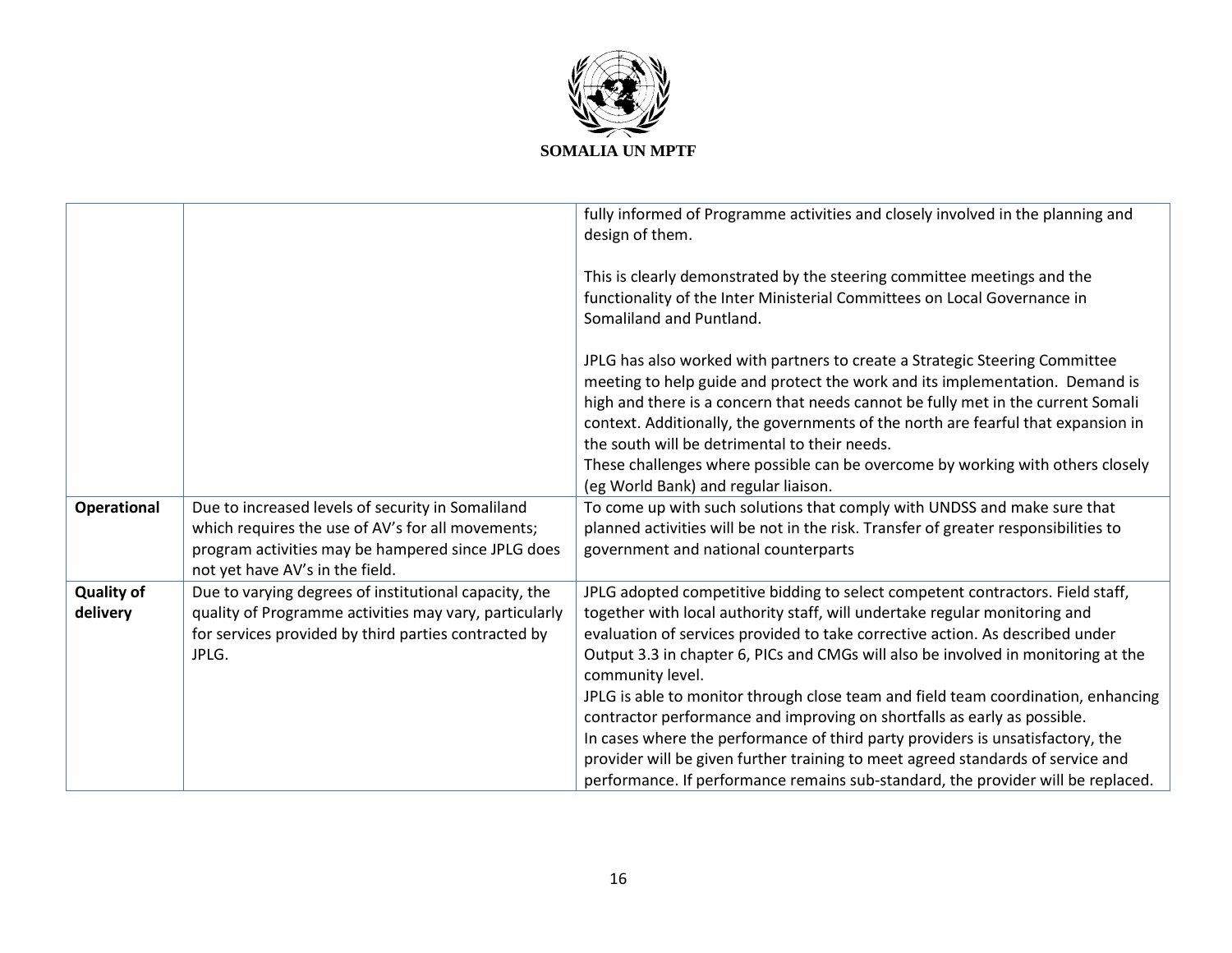| | | |
|---|---|---|
| | | fully informed of Programme activities and closely involved in the planning and design of them.<br><br>This is clearly demonstrated by the steering committee meetings and the functionality of the Inter Ministerial Committees on Local Governance in Somaliland and Puntland.<br><br>JPLG has also worked with partners to create a Strategic Steering Committee meeting to help guide and protect the work and its implementation. Demand is high and there is a concern that needs cannot be fully met in the current Somali context. Additionally, the governments of the north are fearful that expansion in the south will be detrimental to their needs.<br>These challenges where possible can be overcome by working with others closely (eg World Bank) and regular liaison. |
| **Operational** | Due to increased levels of security in Somaliland which requires the use of AV's for all movements; program activities may be hampered since JPLG does not yet have AV's in the field. | To come up with such solutions that comply with UNDSS and make sure that planned activities will be not in the risk. Transfer of greater responsibilities to government and national counterparts |
| **Quality of delivery** | Due to varying degrees of institutional capacity, the quality of Programme activities may vary, particularly for services provided by third parties contracted by JPLG. | JPLG adopted competitive bidding to select competent contractors. Field staff, together with local authority staff, will undertake regular monitoring and evaluation of services provided to take corrective action. As described under Output 3.3 in chapter 6, PICs and CMGs will also be involved in monitoring at the community level.<br>JPLG is able to monitor through close team and field team coordination, enhancing contractor performance and improving on shortfalls as early as possible.<br>In cases where the performance of third party providers is unsatisfactory, the provider will be given further training to meet agreed standards of service and performance. If performance remains sub-standard, the provider will be replaced. |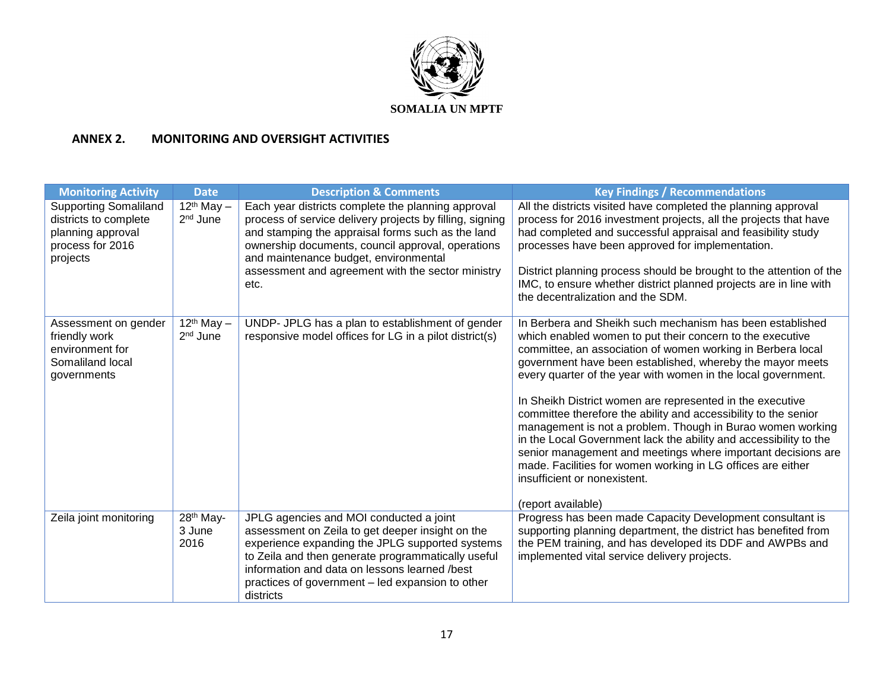SOMALIA UN MPTF

## ANNEX 2. MONITORING AND OVERSIGHT ACTIVITIES

| Monitoring Activity | Date | Description & Comments | Key Findings / Recommendations |
|---|---|---|---|
| Supporting Somaliland districts to complete planning approval process for 2016 projects | 12th May – 2nd June | Each year districts complete the planning approval process of service delivery projects by filling, signing and stamping the appraisal forms such as the land ownership documents, council approval, operations and maintenance budget, environmental assessment and agreement with the sector ministry etc. | All the districts visited have completed the planning approval process for 2016 investment projects, all the projects that have had completed and successful appraisal and feasibility study processes have been approved for implementation.<br><br>District planning process should be brought to the attention of the IMC, to ensure whether district planned projects are in line with the decentralization and the SDM. |
| Assessment on gender friendly work environment for Somaliland local governments | 12th May – 2nd June | UNDP- JPLG has a plan to establishment of gender responsive model offices for LG in a pilot district(s) | In Berbera and Sheikh such mechanism has been established which enabled women to put their concern to the executive committee, an association of women working in Berbera local government have been established, whereby the mayor meets every quarter of the year with women in the local government.<br><br>In Sheikh District women are represented in the executive committee therefore the ability and accessibility to the senior management is not a problem. Though in Burao women working in the Local Government lack the ability and accessibility to the senior management and meetings where important decisions are made. Facilities for women working in LG offices are either insufficient or nonexistent.<br><br>(report available) |
| Zeila joint monitoring | 28th May- 3 June 2016 | JPLG agencies and MOI conducted a joint assessment on Zeila to get deeper insight on the experience expanding the JPLG supported systems to Zeila and then generate programmatically useful information and data on lessons learned /best practices of government – led expansion to other districts | Progress has been made Capacity Development consultant is supporting planning department, the district has benefited from the PEM training, and has developed its DDF and AWPBs and implemented vital service delivery projects. |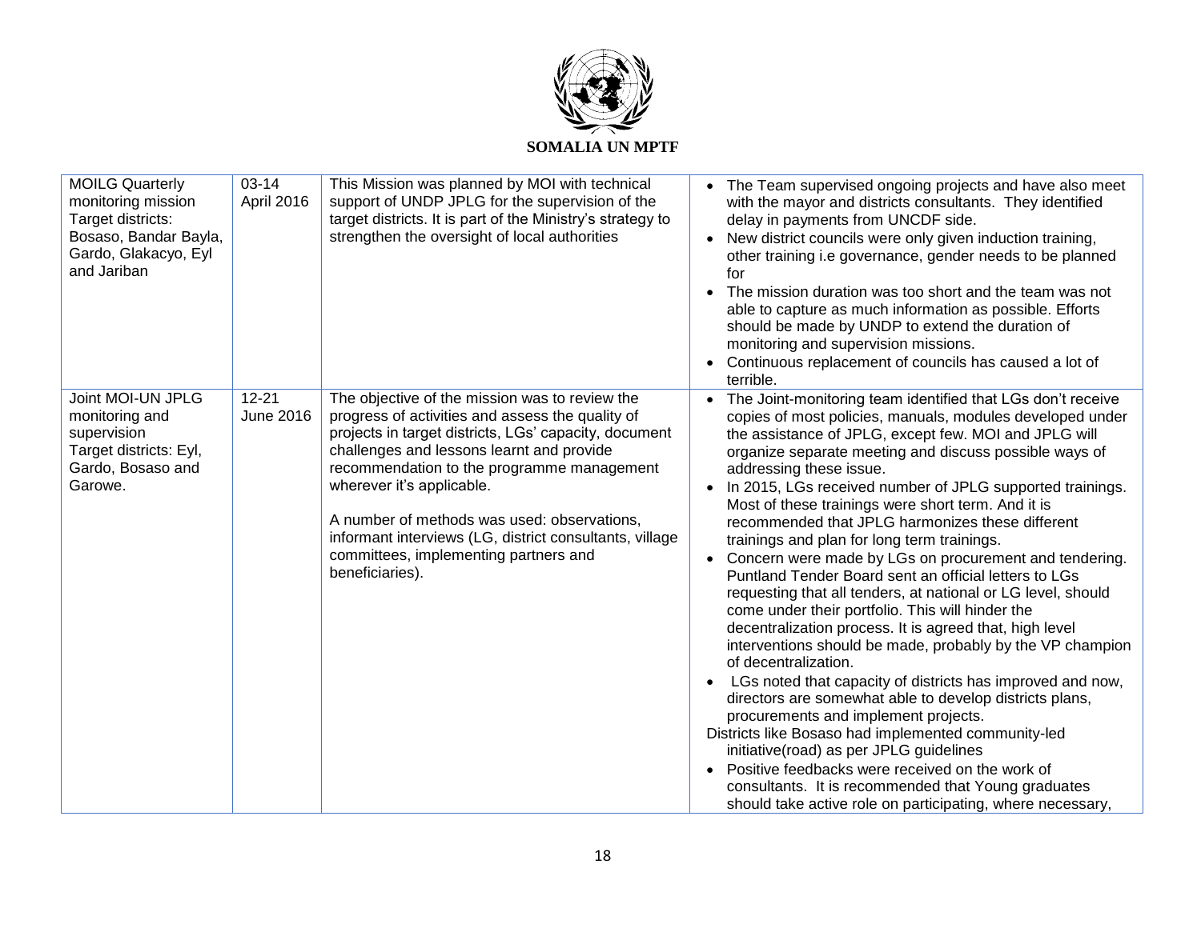**SOMALIA UN MPTF**

| | | | |
|---|---|---|---|
| MOILG Quarterly monitoring mission<br>Target districts: Bosaso, Bandar Bayla, Gardo, Glakacyo, Eyl and Jariban | 03-14 April 2016 | This Mission was planned by MOI with technical support of UNDP JPLG for the supervision of the target districts. It is part of the Ministry's strategy to strengthen the oversight of local authorities | • The Team supervised ongoing projects and have also meet with the mayor and districts consultants. They identified delay in payments from UNCDF side.<br>• New district councils were only given induction training, other training i.e governance, gender needs to be planned for<br>• The mission duration was too short and the team was not able to capture as much information as possible. Efforts should be made by UNDP to extend the duration of monitoring and supervision missions.<br>• Continuous replacement of councils has caused a lot of terrible. |
| Joint MOI-UN JPLG monitoring and supervision<br>Target districts: Eyl, Gardo, Bosaso and Garowe. | 12-21 June 2016 | The objective of the mission was to review the progress of activities and assess the quality of projects in target districts, LGs' capacity, document challenges and lessons learnt and provide recommendation to the programme management wherever it's applicable.<br><br>A number of methods was used: observations, informant interviews (LG, district consultants, village committees, implementing partners and beneficiaries). | • The Joint-monitoring team identified that LGs don't receive copies of most policies, manuals, modules developed under the assistance of JPLG, except few. MOI and JPLG will organize separate meeting and discuss possible ways of addressing these issue.<br>• In 2015, LGs received number of JPLG supported trainings. Most of these trainings were short term. And it is recommended that JPLG harmonizes these different trainings and plan for long term trainings.<br>• Concern were made by LGs on procurement and tendering. Puntland Tender Board sent an official letters to LGs requesting that all tenders, at national or LG level, should come under their portfolio. This will hinder the decentralization process. It is agreed that, high level interventions should be made, probably by the VP champion of decentralization.<br>• LGs noted that capacity of districts has improved and now, directors are somewhat able to develop districts plans, procurements and implement projects.<br>Districts like Bosaso had implemented community-led initiative(road) as per JPLG guidelines<br>• Positive feedbacks were received on the work of consultants. It is recommended that Young graduates should take active role on participating, where necessary, |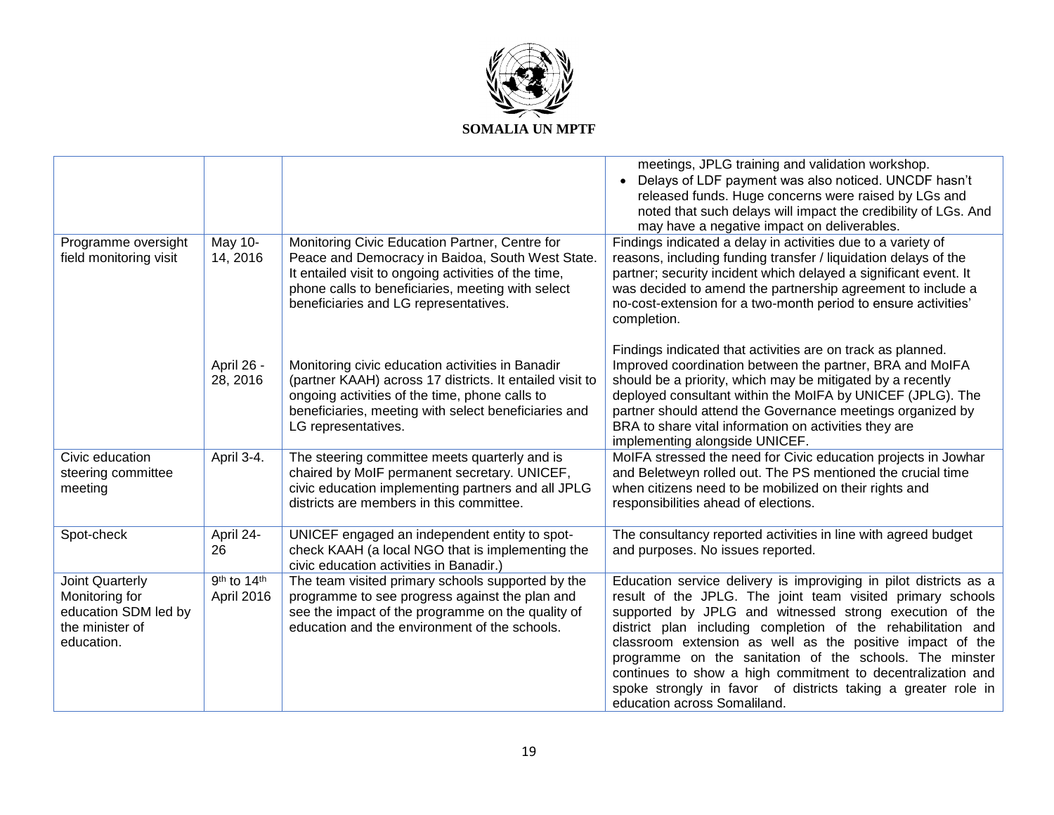**SOMALIA UN MPTF**

| | | | |
|---|---|---|---|
| | | | meetings, JPLG training and validation workshop.<br>• Delays of LDF payment was also noticed. UNCDF hasn't released funds. Huge concerns were raised by LGs and noted that such delays will impact the credibility of LGs. And may have a negative impact on deliverables. |
| Programme oversight field monitoring visit | May 10-14, 2016 | Monitoring Civic Education Partner, Centre for Peace and Democracy in Baidoa, South West State. It entailed visit to ongoing activities of the time, phone calls to beneficiaries, meeting with select beneficiaries and LG representatives. | Findings indicated a delay in activities due to a variety of reasons, including funding transfer / liquidation delays of the partner; security incident which delayed a significant event. It was decided to amend the partnership agreement to include a no-cost-extension for a two-month period to ensure activities' completion. |
| | April 26 - 28, 2016 | Monitoring civic education activities in Banadir (partner KAAH) across 17 districts. It entailed visit to ongoing activities of the time, phone calls to beneficiaries, meeting with select beneficiaries and LG representatives. | Findings indicated that activities are on track as planned. Improved coordination between the partner, BRA and MoIFA should be a priority, which may be mitigated by a recently deployed consultant within the MoIFA by UNICEF (JPLG). The partner should attend the Governance meetings organized by BRA to share vital information on activities they are implementing alongside UNICEF. |
| Civic education steering committee meeting | April 3-4. | The steering committee meets quarterly and is chaired by MoIF permanent secretary. UNICEF, civic education implementing partners and all JPLG districts are members in this committee. | MoIFA stressed the need for Civic education projects in Jowhar and Beletweyn rolled out. The PS mentioned the crucial time when citizens need to be mobilized on their rights and responsibilities ahead of elections. |
| Spot-check | April 24-26 | UNICEF engaged an independent entity to spot-check KAAH (a local NGO that is implementing the civic education activities in Banadir.) | The consultancy reported activities in line with agreed budget and purposes. No issues reported. |
| Joint Quarterly Monitoring for education SDM led by the minister of education. | 9th to 14th April 2016 | The team visited primary schools supported by the programme to see progress against the plan and see the impact of the programme on the quality of education and the environment of the schools. | Education service delivery is improviging in pilot districts as a result of the JPLG. The joint team visited primary schools supported by JPLG and witnessed strong execution of the district plan including completion of the rehabilitation and classroom extension as well as the positive impact of the programme on the sanitation of the schools. The minster continues to show a high commitment to decentralization and spoke strongly in favor of districts taking a greater role in education across Somaliland. |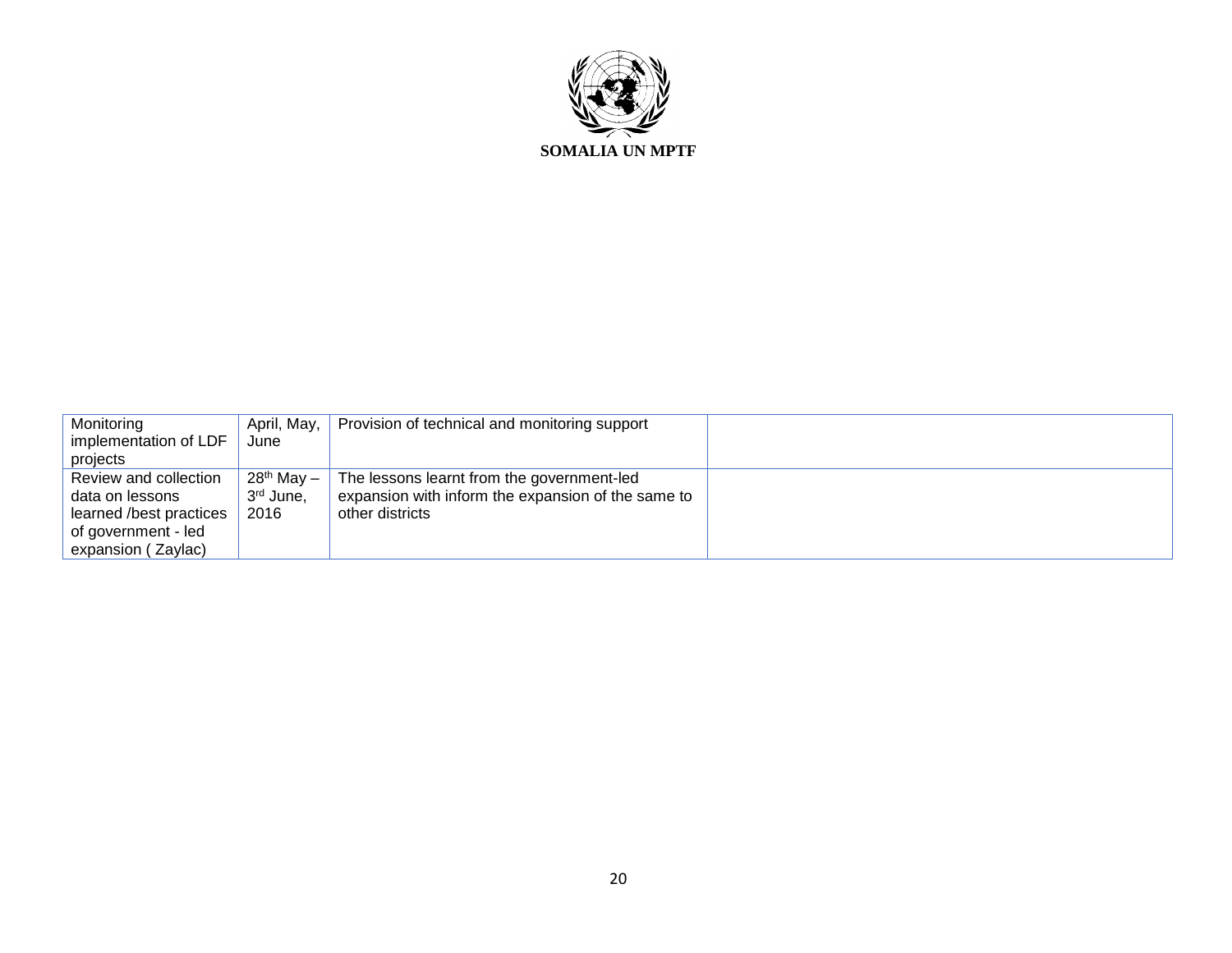SOMALIA UN MPTF

| Monitoring implementation of LDF projects | April, May, June | Provision of technical and monitoring support | |
|---|---|---|---|
| Review and collection data on lessons learned /best practices of government - led expansion ( Zaylac) | 28th May – 3rd June, 2016 | The lessons learnt from the government-led expansion with inform the expansion of the same to other districts | |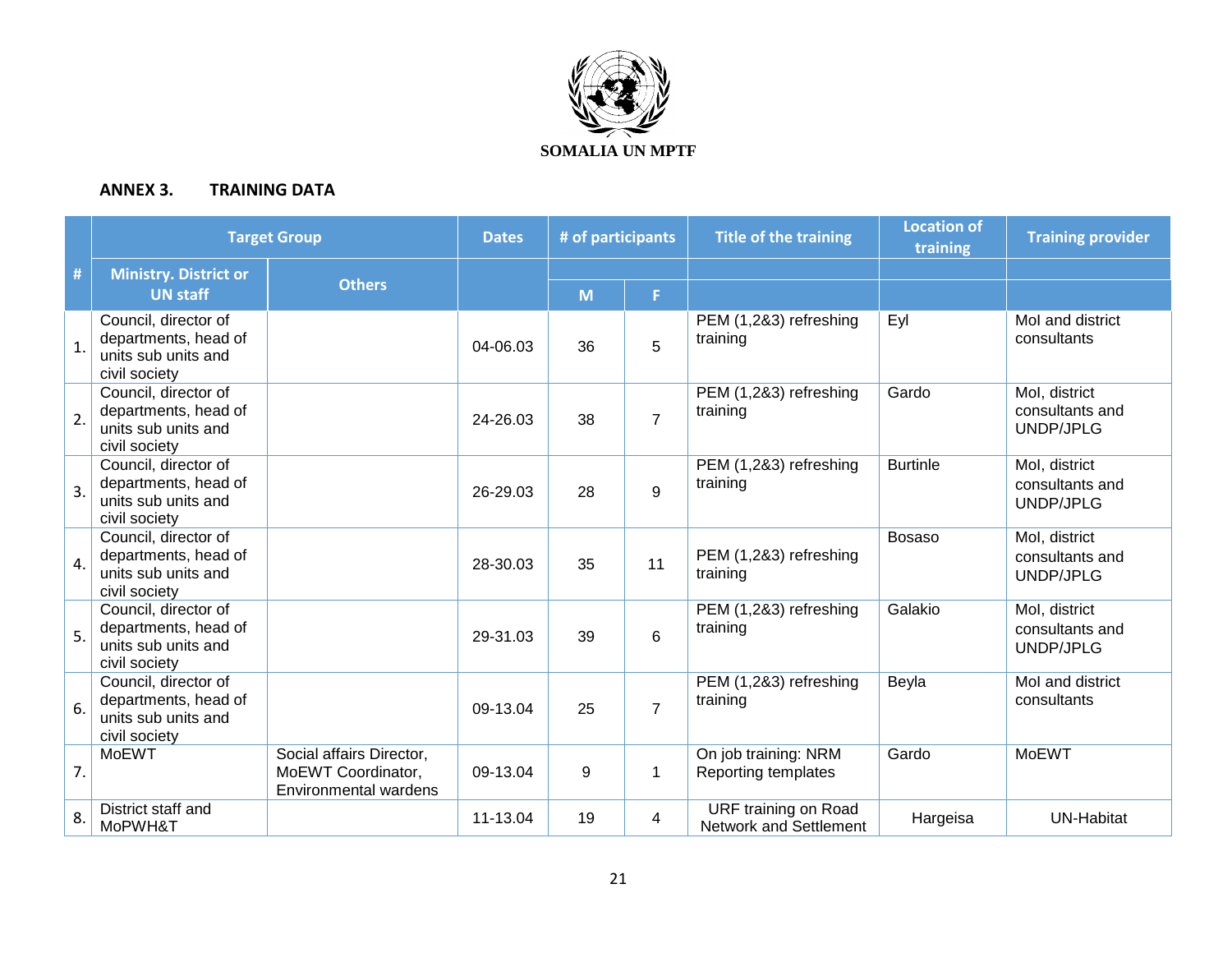SOMALIA UN MPTF

## ANNEX 3. TRAINING DATA

| # | Target Group | | Dates | # of participants | | Title of the training | Location of training | Training provider |
|---|---|---|---|---|---|---|---|---|
| | Ministry. District or UN staff | Others | | M | F | | | |
| 1. | Council, director of departments, head of units sub units and civil society | | 04-06.03 | 36 | 5 | PEM (1,2&3) refreshing training | Eyl | MoI and district consultants |
| 2. | Council, director of departments, head of units sub units and civil society | | 24-26.03 | 38 | 7 | PEM (1,2&3) refreshing training | Gardo | MoI, district consultants and UNDP/JPLG |
| 3. | Council, director of departments, head of units sub units and civil society | | 26-29.03 | 28 | 9 | PEM (1,2&3) refreshing training | Burtinle | MoI, district consultants and UNDP/JPLG |
| 4. | Council, director of departments, head of units sub units and civil society | | 28-30.03 | 35 | 11 | PEM (1,2&3) refreshing training | Bosaso | MoI, district consultants and UNDP/JPLG |
| 5. | Council, director of departments, head of units sub units and civil society | | 29-31.03 | 39 | 6 | PEM (1,2&3) refreshing training | Galakio | MoI, district consultants and UNDP/JPLG |
| 6. | Council, director of departments, head of units sub units and civil society | | 09-13.04 | 25 | 7 | PEM (1,2&3) refreshing training | Beyla | MoI and district consultants |
| 7. | MoEWT | Social affairs Director, MoEWT Coordinator, Environmental wardens | 09-13.04 | 9 | 1 | On job training: NRM Reporting templates | Gardo | MoEWT |
| 8. | District staff and MoPWH&T | | 11-13.04 | 19 | 4 | URF training on Road Network and Settlement | Hargeisa | UN-Habitat |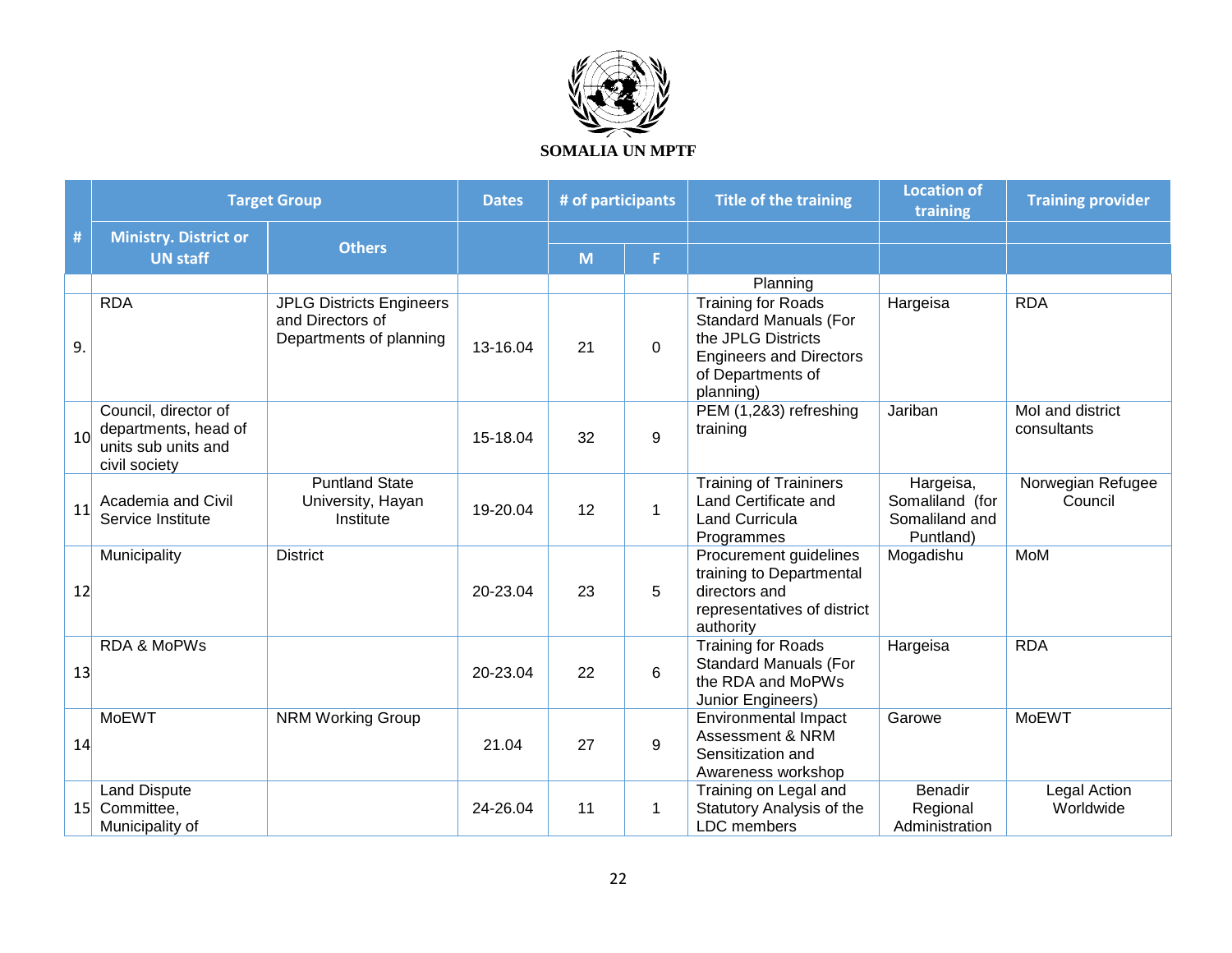**SOMALIA UN MPTF**

| # | Target Group | | Dates | # of participants | | Title of the training | Location of training | Training provider |
|---|---|---|---|---|---|---|---|---|
| | Ministry. District or UN staff | Others | | M | F | | | |
| | | | | | | Planning | | |
| 9. | RDA | JPLG Districts Engineers and Directors of Departments of planning | 13-16.04 | 21 | 0 | Training for Roads Standard Manuals (For the JPLG Districts Engineers and Directors of Departments of planning) | Hargeisa | RDA |
| 10 | Council, director of departments, head of units sub units and civil society | | 15-18.04 | 32 | 9 | PEM (1,2&3) refreshing training | Jariban | MoI and district consultants |
| 11 | Academia and Civil Service Institute | Puntland State University, Hayan Institute | 19-20.04 | 12 | 1 | Training of Traininers Land Certificate and Land Curricula Programmes | Hargeisa, Somaliland (for Somaliland and Puntland) | Norwegian Refugee Council |
| 12 | Municipality | District | 20-23.04 | 23 | 5 | Procurement guidelines training to Departmental directors and representatives of district authority | Mogadishu | MoM |
| 13 | RDA & MoPWs | | 20-23.04 | 22 | 6 | Training for Roads Standard Manuals (For the RDA and MoPWs Junior Engineers) | Hargeisa | RDA |
| 14 | MoEWT | NRM Working Group | 21.04 | 27 | 9 | Environmental Impact Assessment & NRM Sensitization and Awareness workshop | Garowe | MoEWT |
| 15 | Land Dispute Committee, Municipality of | | 24-26.04 | 11 | 1 | Training on Legal and Statutory Analysis of the LDC members | Benadir Regional Administration | Legal Action Worldwide |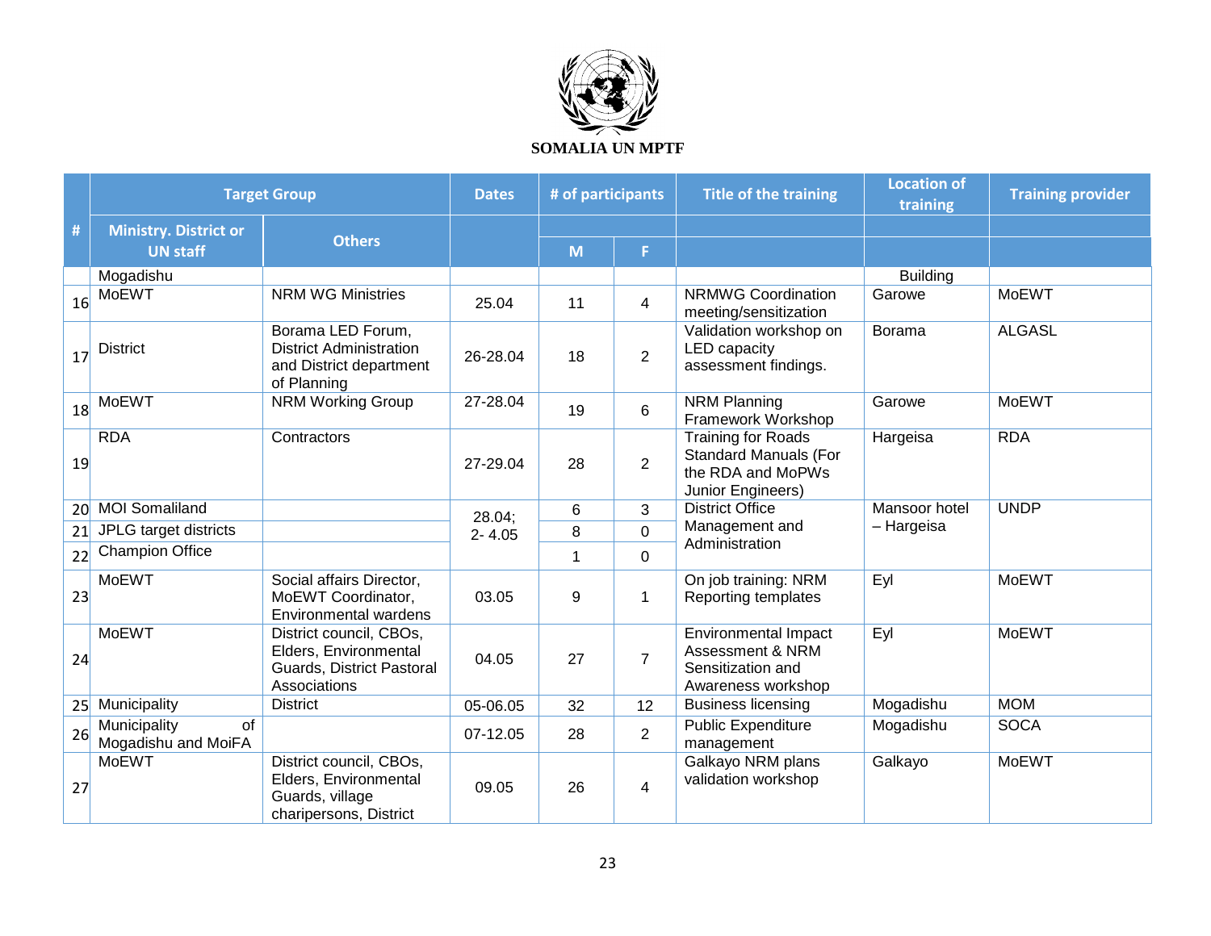**SOMALIA UN MPTF**

| # | Target Group | | Dates | # of participants | | Title of the training | Location of training | Training provider |
|---|---|---|---|---|---|---|---|---|
| | Ministry. District or UN staff | Others | | M | F | | | |
| | Mogadishu | | | | | | Building | |
| 16 | MoEWT | NRM WG Ministries | 25.04 | 11 | 4 | NRMWG Coordination meeting/sensitization | Garowe | MoEWT |
| 17 | District | Borama LED Forum, District Administration and District department of Planning | 26-28.04 | 18 | 2 | Validation workshop on LED capacity assessment findings. | Borama | ALGASL |
| 18 | MoEWT | NRM Working Group | 27-28.04 | 19 | 6 | NRM Planning Framework Workshop | Garowe | MoEWT |
| 19 | RDA | Contractors | 27-29.04 | 28 | 2 | Training for Roads Standard Manuals (For the RDA and MoPWs Junior Engineers) | Hargeisa | RDA |
| 20 | MOI Somaliland | | 28.04; 2- 4.05 | 6 | 3 | District Office Management and Administration | Mansoor hotel – Hargeisa | UNDP |
| 21 | JPLG target districts | | | 8 | 0 | | | |
| 22 | Champion Office | | | 1 | 0 | | | |
| 23 | MoEWT | Social affairs Director, MoEWT Coordinator, Environmental wardens | 03.05 | 9 | 1 | On job training: NRM Reporting templates | Eyl | MoEWT |
| 24 | MoEWT | District council, CBOs, Elders, Environmental Guards, District Pastoral Associations | 04.05 | 27 | 7 | Environmental Impact Assessment & NRM Sensitization and Awareness workshop | Eyl | MoEWT |
| 25 | Municipality | District | 05-06.05 | 32 | 12 | Business licensing | Mogadishu | MOM |
| 26 | Municipality of Mogadishu and MoiFA | | 07-12.05 | 28 | 2 | Public Expenditure management | Mogadishu | SOCA |
| 27 | MoEWT | District council, CBOs, Elders, Environmental Guards, village charipersons, District | 09.05 | 26 | 4 | Galkayo NRM plans validation workshop | Galkayo | MoEWT |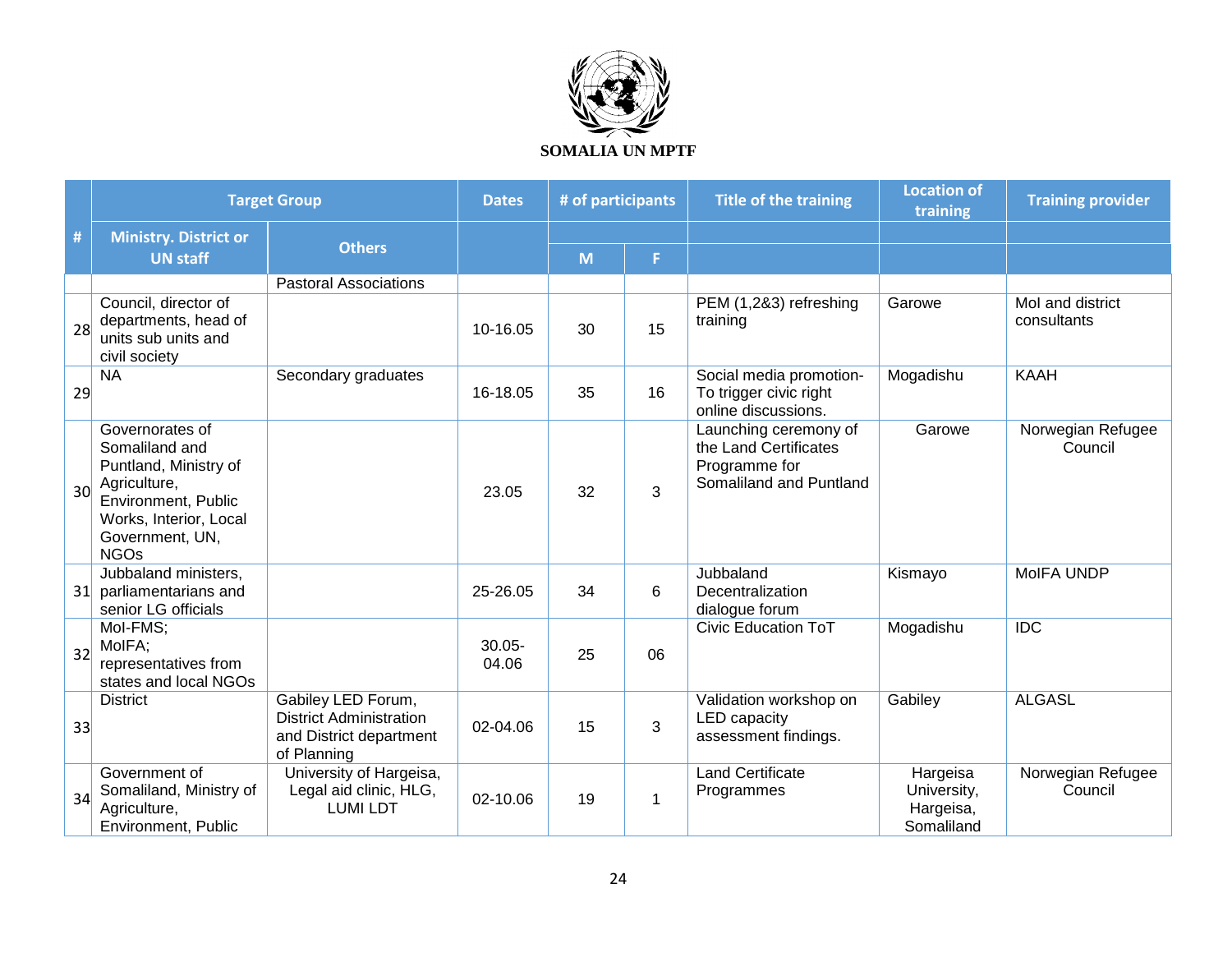**SOMALIA UN MPTF**

| # | Target Group | | Dates | # of participants | | Title of the training | Location of training | Training provider |
|---|---|---|---|---|---|---|---|---|
| | Ministry. District or UN staff | Others | | M | F | | | |
| | | Pastoral Associations | | | | | | |
| 28 | Council, director of departments, head of units sub units and civil society | | 10-16.05 | 30 | 15 | PEM (1,2&3) refreshing training | Garowe | MoI and district consultants |
| 29 | NA | Secondary graduates | 16-18.05 | 35 | 16 | Social media promotion- To trigger civic right online discussions. | Mogadishu | KAAH |
| 30 | Governorates of Somaliland and Puntland, Ministry of Agriculture, Environment, Public Works, Interior, Local Government, UN, NGOs | | 23.05 | 32 | 3 | Launching ceremony of the Land Certificates Programme for Somaliland and Puntland | Garowe | Norwegian Refugee Council |
| 31 | Jubbaland ministers, parliamentarians and senior LG officials | | 25-26.05 | 34 | 6 | Jubbaland Decentralization dialogue forum | Kismayo | MoIFA UNDP |
| 32 | MoI-FMS; MoIFA; representatives from states and local NGOs | | 30.05-04.06 | 25 | 06 | Civic Education ToT | Mogadishu | IDC |
| 33 | District | Gabiley LED Forum, District Administration and District department of Planning | 02-04.06 | 15 | 3 | Validation workshop on LED capacity assessment findings. | Gabiley | ALGASL |
| 34 | Government of Somaliland, Ministry of Agriculture, Environment, Public | University of Hargeisa, Legal aid clinic, HLG, LUMI LDT | 02-10.06 | 19 | 1 | Land Certificate Programmes | Hargeisa University, Hargeisa, Somaliland | Norwegian Refugee Council |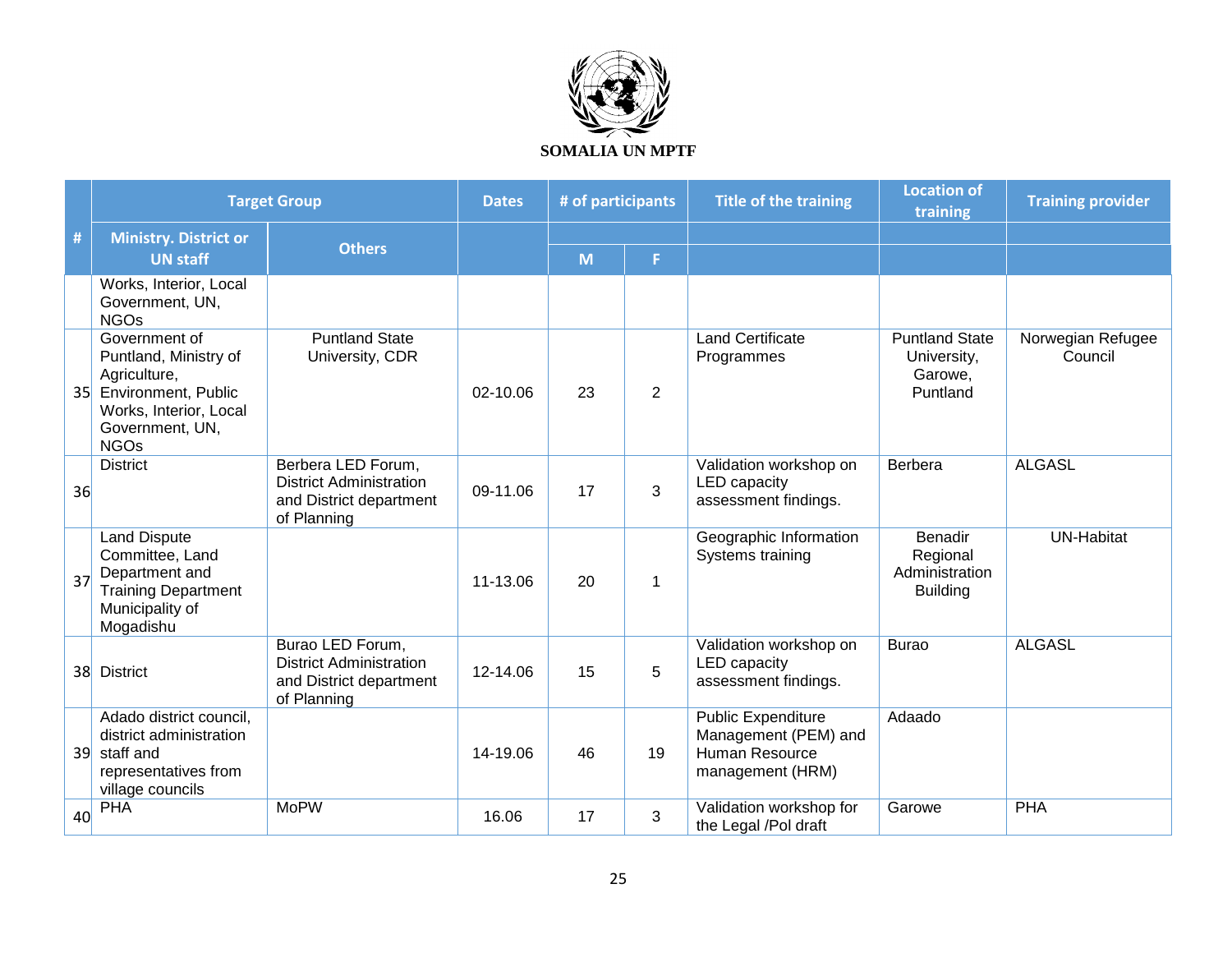**SOMALIA UN MPTF**

| # | Target Group | | Dates | # of participants | | Title of the training | Location of training | Training provider |
|---|---|---|---|---|---|---|---|---|
| | Ministry. District or UN staff | Others | | M | F | | | |
| | Works, Interior, Local Government, UN, NGOs | | | | | | | |
| 35 | Government of Puntland, Ministry of Agriculture, Environment, Public Works, Interior, Local Government, UN, NGOs | Puntland State University, CDR | 02-10.06 | 23 | 2 | Land Certificate Programmes | Puntland State University, Garowe, Puntland | Norwegian Refugee Council |
| 36 | District | Berbera LED Forum, District Administration and District department of Planning | 09-11.06 | 17 | 3 | Validation workshop on LED capacity assessment findings. | Berbera | ALGASL |
| 37 | Land Dispute Committee, Land Department and Training Department Municipality of Mogadishu | | 11-13.06 | 20 | 1 | Geographic Information Systems training | Benadir Regional Administration Building | UN-Habitat |
| 38 | District | Burao LED Forum, District Administration and District department of Planning | 12-14.06 | 15 | 5 | Validation workshop on LED capacity assessment findings. | Burao | ALGASL |
| 39 | Adado district council, district administration staff and representatives from village councils | | 14-19.06 | 46 | 19 | Public Expenditure Management (PEM) and Human Resource management (HRM) | Adaado | |
| 40 | PHA | MoPW | 16.06 | 17 | 3 | Validation workshop for the Legal /Pol draft | Garowe | PHA |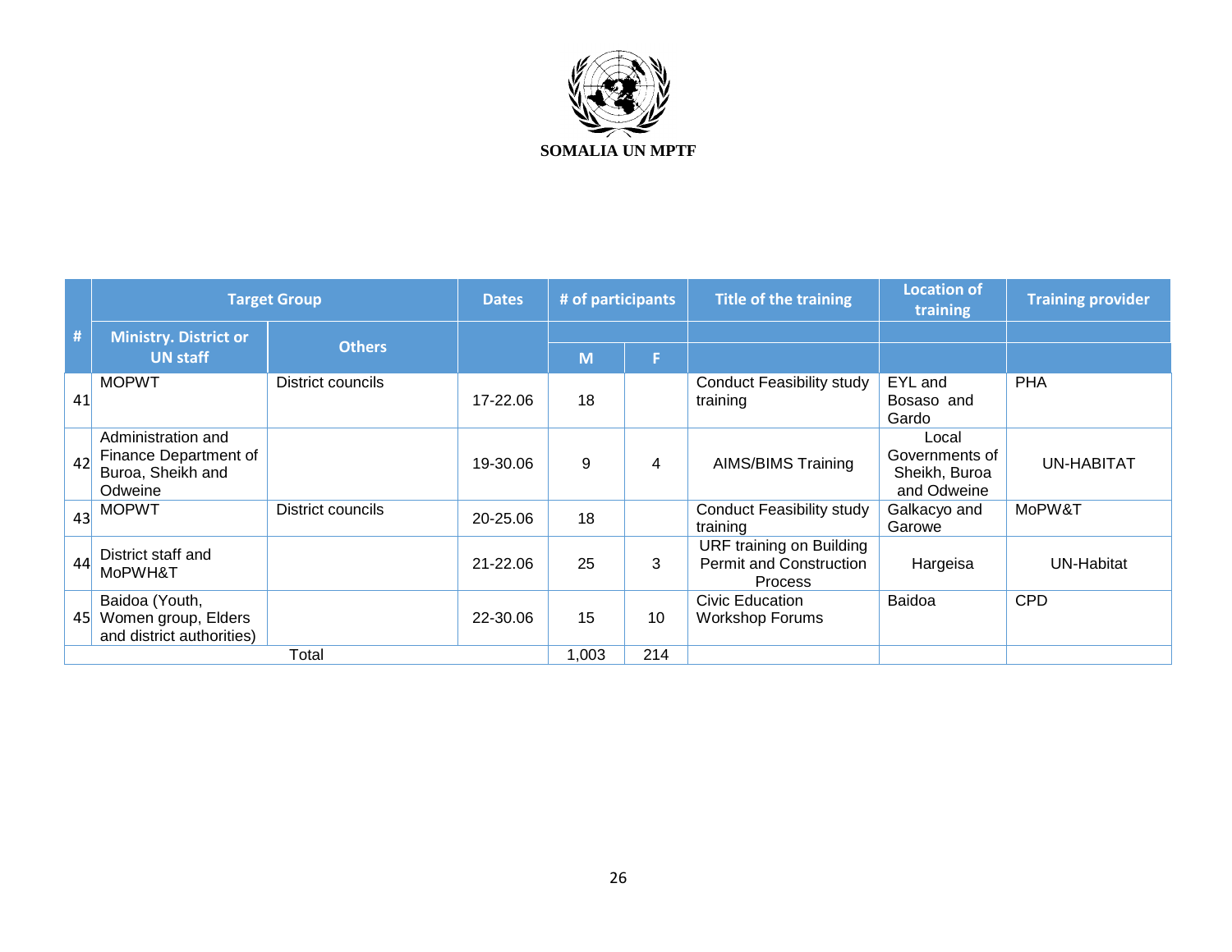**SOMALIA UN MPTF**

| # | Target Group | | Dates | # of participants | | Title of the training | Location of training | Training provider |
|---|---|---|---|---|---|---|---|---|
| | Ministry. District or UN staff | Others | | M | F | | | |
| 41 | MOPWT | District councils | 17-22.06 | 18 | | Conduct Feasibility study training | EYL and Bosaso and Gardo | PHA |
| 42 | Administration and Finance Department of Buroa, Sheikh and Odweine | | 19-30.06 | 9 | 4 | AIMS/BIMS Training | Local Governments of Sheikh, Buroa and Odweine | UN-HABITAT |
| 43 | MOPWT | District councils | 20-25.06 | 18 | | Conduct Feasibility study training | Galkacyo and Garowe | MoPW&T |
| 44 | District staff and MoPWH&T | | 21-22.06 | 25 | 3 | URF training on Building Permit and Construction Process | Hargeisa | UN-Habitat |
| 45 | Baidoa (Youth, Women group, Elders and district authorities) | | 22-30.06 | 15 | 10 | Civic Education Workshop Forums | Baidoa | CPD |
| | Total | | | 1,003 | 214 | | | |